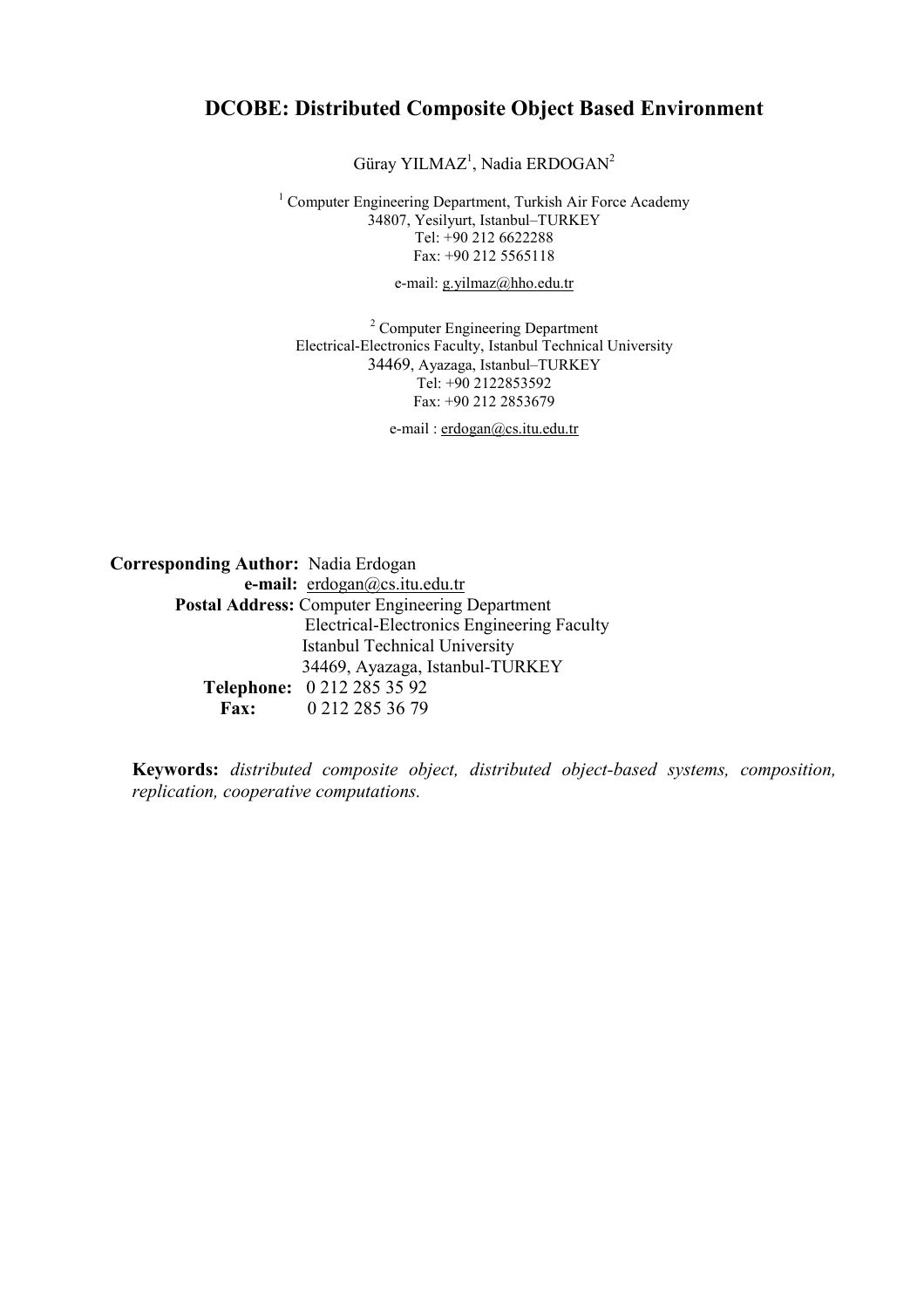# DCOBE: Distributed Composite Object Based Environment

Güray YILMAZ[1], Nadia ERDOGAN[2]

[1] Computer Engineering Department, Turkish Air Force Academy
34807, Yesilyurt, Istanbul–TURKEY
Tel: +90 212 6622288
Fax: +90 212 5565118

e-mail: g.yilmaz@hho.edu.tr

[2] Computer Engineering Department
Electrical-Electronics Faculty, Istanbul Technical University
34469, Ayazaga, Istanbul–TURKEY
Tel: +90 2122853592
Fax: +90 212 2853679

e-mail : erdogan@cs.itu.edu.tr

**Corresponding Author:** Nadia Erdogan
**e-mail:** erdogan@cs.itu.edu.tr
**Postal Address:** Computer Engineering Department
Electrical-Electronics Engineering Faculty
Istanbul Technical University
34469, Ayazaga, Istanbul-TURKEY
**Telephone:** 0 212 285 35 92
**Fax:** 0 212 285 36 79

**Keywords:** *distributed composite object, distributed object-based systems, composition, replication, cooperative computations.*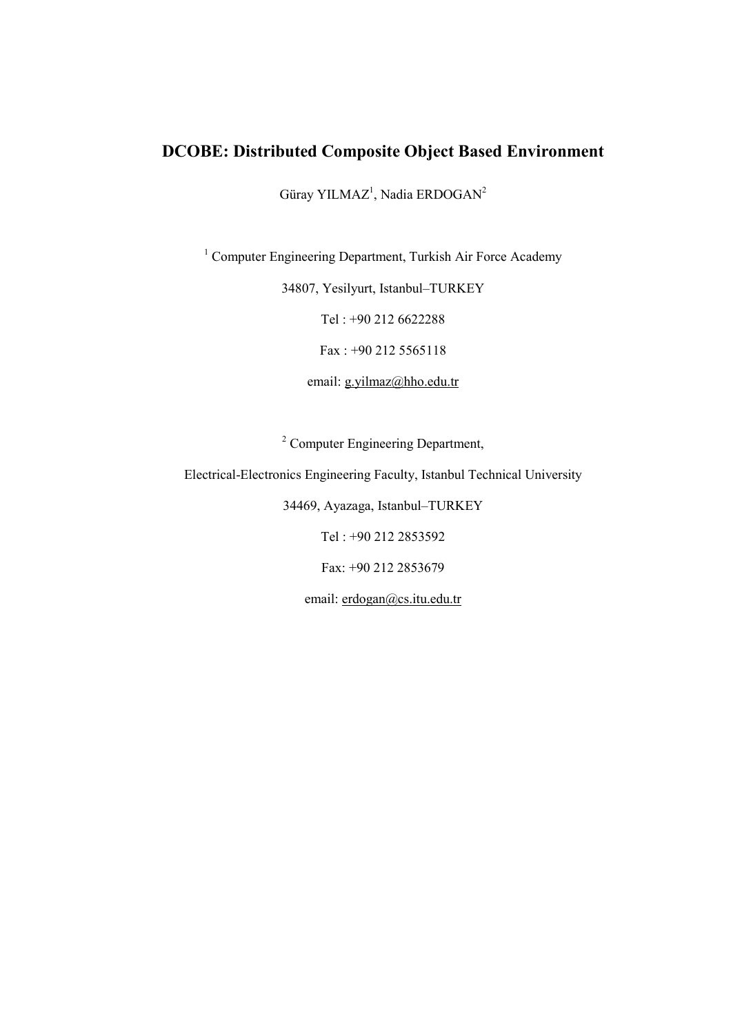# DCOBE: Distributed Composite Object Based Environment

Güray YILMAZ[1], Nadia ERDOGAN[2]

[1] Computer Engineering Department, Turkish Air Force Academy

34807, Yesilyurt, Istanbul–TURKEY

Tel : +90 212 6622288

Fax : +90 212 5565118

email: g.yilmaz@hho.edu.tr

[2] Computer Engineering Department,

Electrical-Electronics Engineering Faculty, Istanbul Technical University

34469, Ayazaga, Istanbul–TURKEY

Tel : +90 212 2853592

Fax: +90 212 2853679

email: erdogan@cs.itu.edu.tr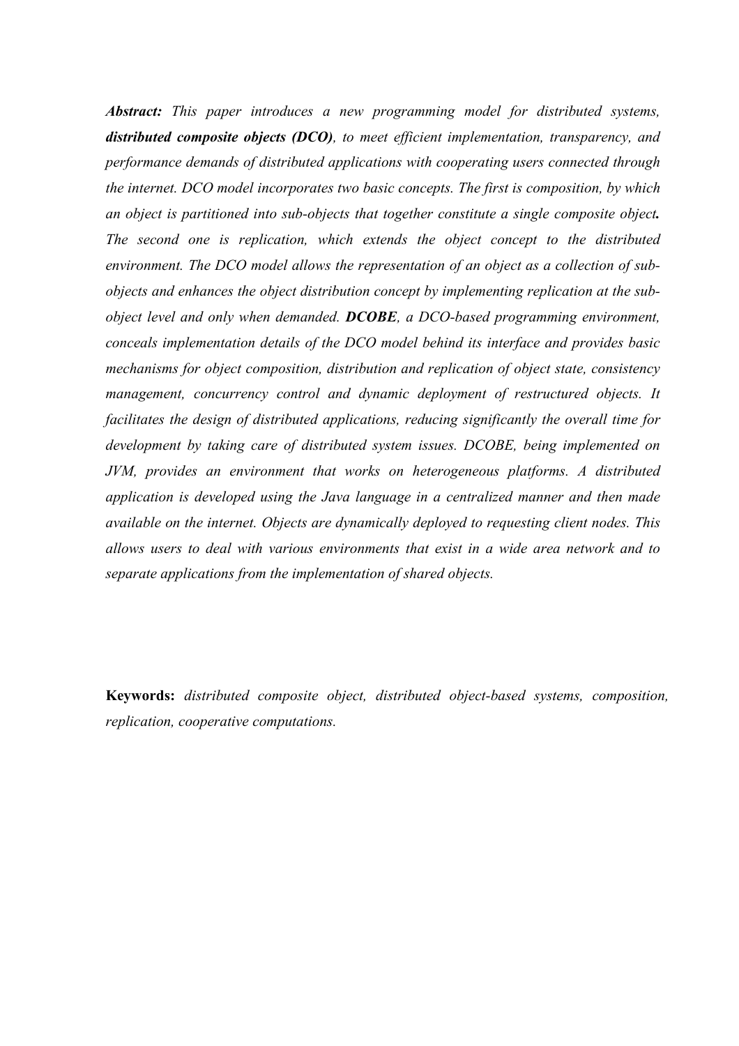***Abstract:*** *This paper introduces a new programming model for distributed systems,* ***distributed composite objects (DCO)****, to meet efficient implementation, transparency, and performance demands of distributed applications with cooperating users connected through the internet. DCO model incorporates two basic concepts. The first is composition, by which an object is partitioned into sub-objects that together constitute a single composite object****.*** *The second one is replication, which extends the object concept to the distributed environment. The DCO model allows the representation of an object as a collection of sub-objects and enhances the object distribution concept by implementing replication at the sub-object level and only when demanded.* ***DCOBE****, a DCO-based programming environment, conceals implementation details of the DCO model behind its interface and provides basic mechanisms for object composition, distribution and replication of object state, consistency management, concurrency control and dynamic deployment of restructured objects. It facilitates the design of distributed applications, reducing significantly the overall time for development by taking care of distributed system issues. DCOBE, being implemented on JVM, provides an environment that works on heterogeneous platforms. A distributed application is developed using the Java language in a centralized manner and then made available on the internet. Objects are dynamically deployed to requesting client nodes. This allows users to deal with various environments that exist in a wide area network and to separate applications from the implementation of shared objects.*

**Keywords:** *distributed composite object, distributed object-based systems, composition, replication, cooperative computations.*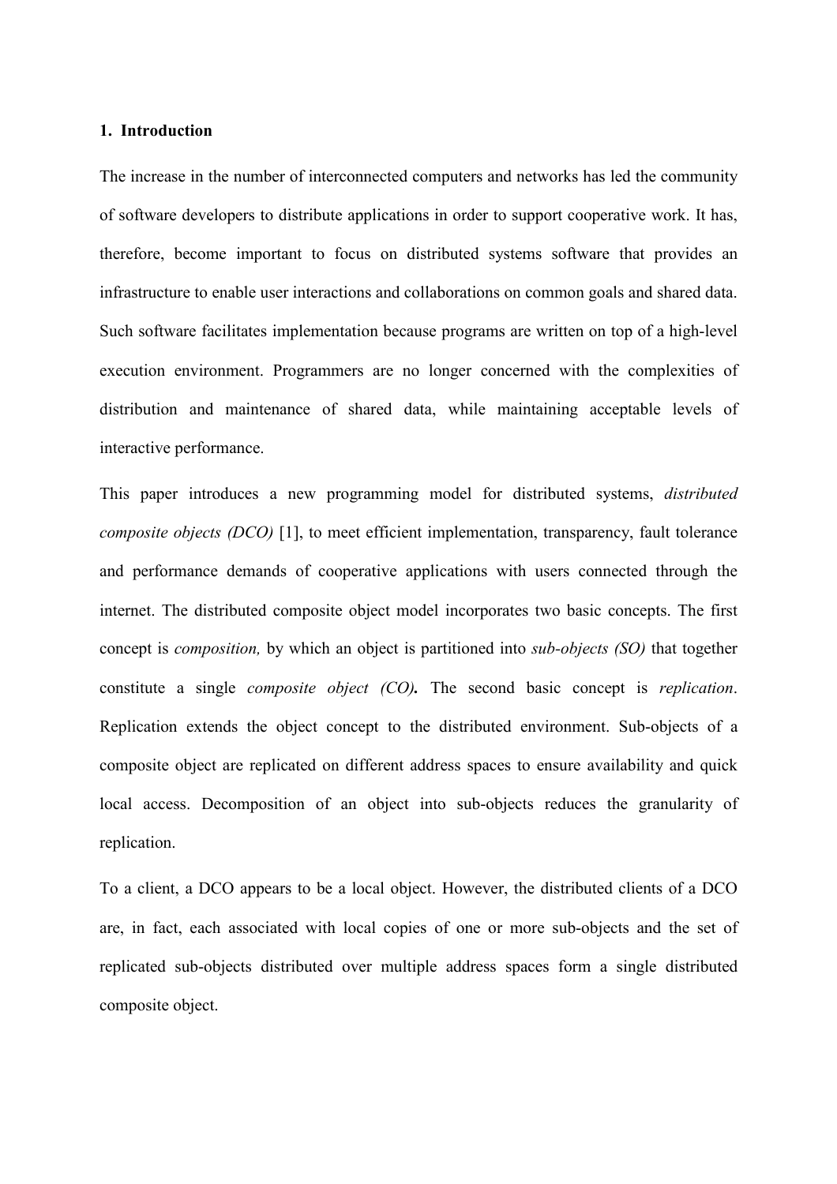## 1. Introduction

The increase in the number of interconnected computers and networks has led the community of software developers to distribute applications in order to support cooperative work. It has, therefore, become important to focus on distributed systems software that provides an infrastructure to enable user interactions and collaborations on common goals and shared data. Such software facilitates implementation because programs are written on top of a high-level execution environment. Programmers are no longer concerned with the complexities of distribution and maintenance of shared data, while maintaining acceptable levels of interactive performance.

This paper introduces a new programming model for distributed systems, *distributed composite objects (DCO)* [1], to meet efficient implementation, transparency, fault tolerance and performance demands of cooperative applications with users connected through the internet. The distributed composite object model incorporates two basic concepts. The first concept is *composition,* by which an object is partitioned into *sub-objects (SO)* that together constitute a single *composite object (CO)***.** The second basic concept is *replication*. Replication extends the object concept to the distributed environment. Sub-objects of a composite object are replicated on different address spaces to ensure availability and quick local access. Decomposition of an object into sub-objects reduces the granularity of replication.

To a client, a DCO appears to be a local object. However, the distributed clients of a DCO are, in fact, each associated with local copies of one or more sub-objects and the set of replicated sub-objects distributed over multiple address spaces form a single distributed composite object.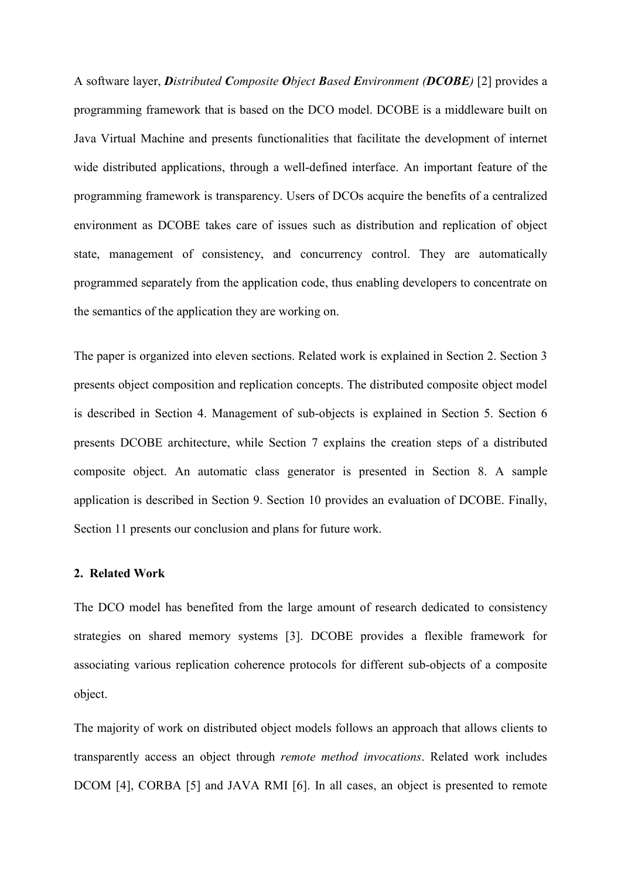A software layer, ***D****istributed* ***C****omposite* ***O****bject* ***B****ased* ***E****nvironment (****DCOBE****)* [2] provides a programming framework that is based on the DCO model. DCOBE is a middleware built on Java Virtual Machine and presents functionalities that facilitate the development of internet wide distributed applications, through a well-defined interface. An important feature of the programming framework is transparency. Users of DCOs acquire the benefits of a centralized environment as DCOBE takes care of issues such as distribution and replication of object state, management of consistency, and concurrency control. They are automatically programmed separately from the application code, thus enabling developers to concentrate on the semantics of the application they are working on.

The paper is organized into eleven sections. Related work is explained in Section 2. Section 3 presents object composition and replication concepts. The distributed composite object model is described in Section 4. Management of sub-objects is explained in Section 5. Section 6 presents DCOBE architecture, while Section 7 explains the creation steps of a distributed composite object. An automatic class generator is presented in Section 8. A sample application is described in Section 9. Section 10 provides an evaluation of DCOBE. Finally, Section 11 presents our conclusion and plans for future work.

## 2. Related Work

The DCO model has benefited from the large amount of research dedicated to consistency strategies on shared memory systems [3]. DCOBE provides a flexible framework for associating various replication coherence protocols for different sub-objects of a composite object.

The majority of work on distributed object models follows an approach that allows clients to transparently access an object through *remote method invocations*. Related work includes DCOM [4], CORBA [5] and JAVA RMI [6]. In all cases, an object is presented to remote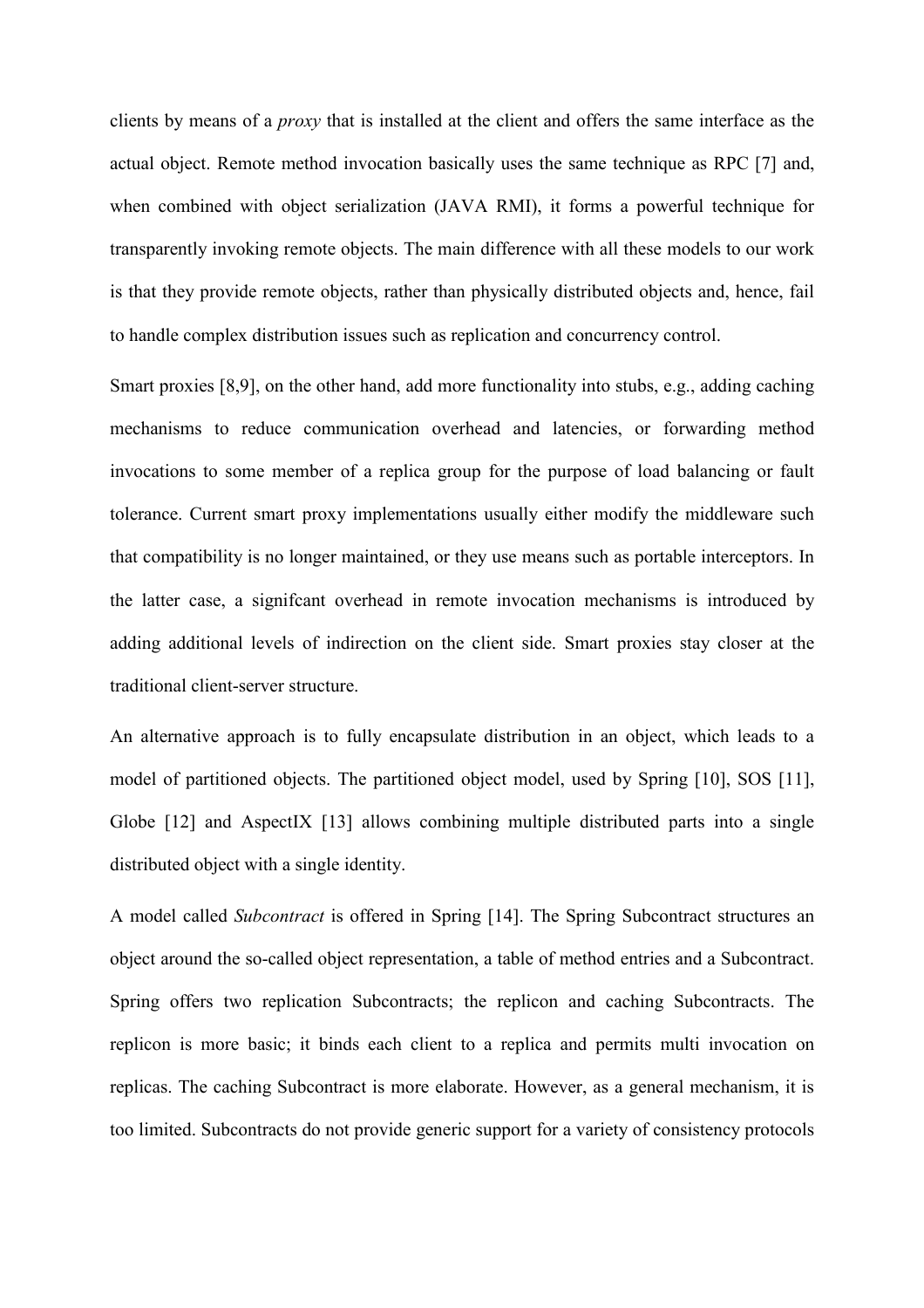clients by means of a *proxy* that is installed at the client and offers the same interface as the actual object. Remote method invocation basically uses the same technique as RPC [7] and, when combined with object serialization (JAVA RMI), it forms a powerful technique for transparently invoking remote objects. The main difference with all these models to our work is that they provide remote objects, rather than physically distributed objects and, hence, fail to handle complex distribution issues such as replication and concurrency control.

Smart proxies [8,9], on the other hand, add more functionality into stubs, e.g., adding caching mechanisms to reduce communication overhead and latencies, or forwarding method invocations to some member of a replica group for the purpose of load balancing or fault tolerance. Current smart proxy implementations usually either modify the middleware such that compatibility is no longer maintained, or they use means such as portable interceptors. In the latter case, a signifcant overhead in remote invocation mechanisms is introduced by adding additional levels of indirection on the client side. Smart proxies stay closer at the traditional client-server structure.

An alternative approach is to fully encapsulate distribution in an object, which leads to a model of partitioned objects. The partitioned object model, used by Spring [10], SOS [11], Globe [12] and AspectIX [13] allows combining multiple distributed parts into a single distributed object with a single identity.

A model called *Subcontract* is offered in Spring [14]. The Spring Subcontract structures an object around the so-called object representation, a table of method entries and a Subcontract. Spring offers two replication Subcontracts; the replicon and caching Subcontracts. The replicon is more basic; it binds each client to a replica and permits multi invocation on replicas. The caching Subcontract is more elaborate. However, as a general mechanism, it is too limited. Subcontracts do not provide generic support for a variety of consistency protocols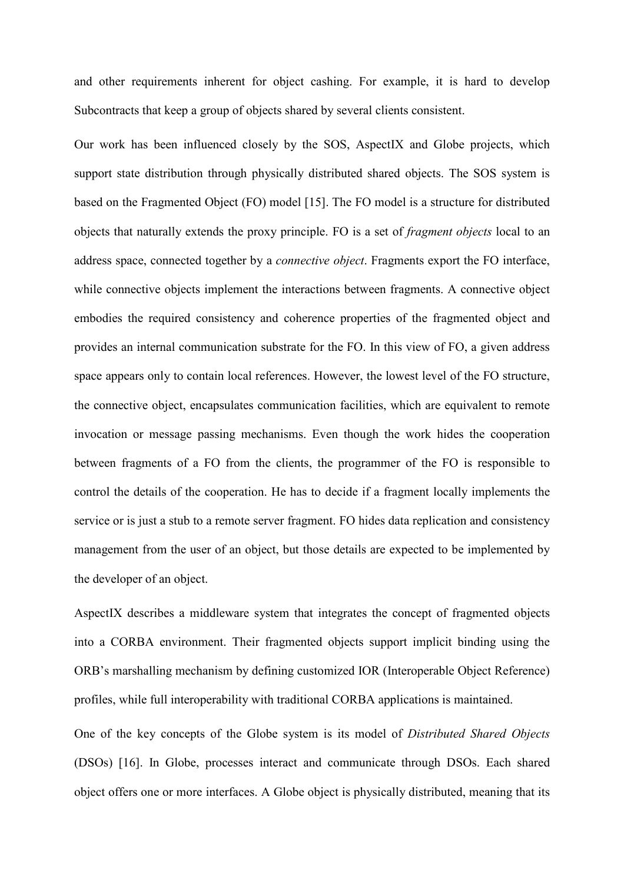and other requirements inherent for object cashing. For example, it is hard to develop Subcontracts that keep a group of objects shared by several clients consistent.

Our work has been influenced closely by the SOS, AspectIX and Globe projects, which support state distribution through physically distributed shared objects. The SOS system is based on the Fragmented Object (FO) model [15]. The FO model is a structure for distributed objects that naturally extends the proxy principle. FO is a set of *fragment objects* local to an address space, connected together by a *connective object*. Fragments export the FO interface, while connective objects implement the interactions between fragments. A connective object embodies the required consistency and coherence properties of the fragmented object and provides an internal communication substrate for the FO. In this view of FO, a given address space appears only to contain local references. However, the lowest level of the FO structure, the connective object, encapsulates communication facilities, which are equivalent to remote invocation or message passing mechanisms. Even though the work hides the cooperation between fragments of a FO from the clients, the programmer of the FO is responsible to control the details of the cooperation. He has to decide if a fragment locally implements the service or is just a stub to a remote server fragment. FO hides data replication and consistency management from the user of an object, but those details are expected to be implemented by the developer of an object.

AspectIX describes a middleware system that integrates the concept of fragmented objects into a CORBA environment. Their fragmented objects support implicit binding using the ORB's marshalling mechanism by defining customized IOR (Interoperable Object Reference) profiles, while full interoperability with traditional CORBA applications is maintained.

One of the key concepts of the Globe system is its model of *Distributed Shared Objects* (DSOs) [16]. In Globe, processes interact and communicate through DSOs. Each shared object offers one or more interfaces. A Globe object is physically distributed, meaning that its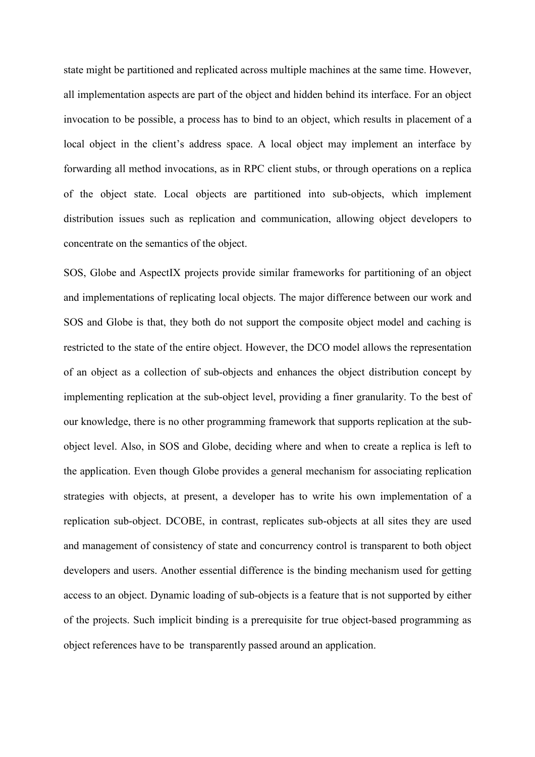state might be partitioned and replicated across multiple machines at the same time. However, all implementation aspects are part of the object and hidden behind its interface. For an object invocation to be possible, a process has to bind to an object, which results in placement of a local object in the client's address space. A local object may implement an interface by forwarding all method invocations, as in RPC client stubs, or through operations on a replica of the object state. Local objects are partitioned into sub-objects, which implement distribution issues such as replication and communication, allowing object developers to concentrate on the semantics of the object.

SOS, Globe and AspectIX projects provide similar frameworks for partitioning of an object and implementations of replicating local objects. The major difference between our work and SOS and Globe is that, they both do not support the composite object model and caching is restricted to the state of the entire object. However, the DCO model allows the representation of an object as a collection of sub-objects and enhances the object distribution concept by implementing replication at the sub-object level, providing a finer granularity. To the best of our knowledge, there is no other programming framework that supports replication at the sub-object level. Also, in SOS and Globe, deciding where and when to create a replica is left to the application. Even though Globe provides a general mechanism for associating replication strategies with objects, at present, a developer has to write his own implementation of a replication sub-object. DCOBE, in contrast, replicates sub-objects at all sites they are used and management of consistency of state and concurrency control is transparent to both object developers and users. Another essential difference is the binding mechanism used for getting access to an object. Dynamic loading of sub-objects is a feature that is not supported by either of the projects. Such implicit binding is a prerequisite for true object-based programming as object references have to be transparently passed around an application.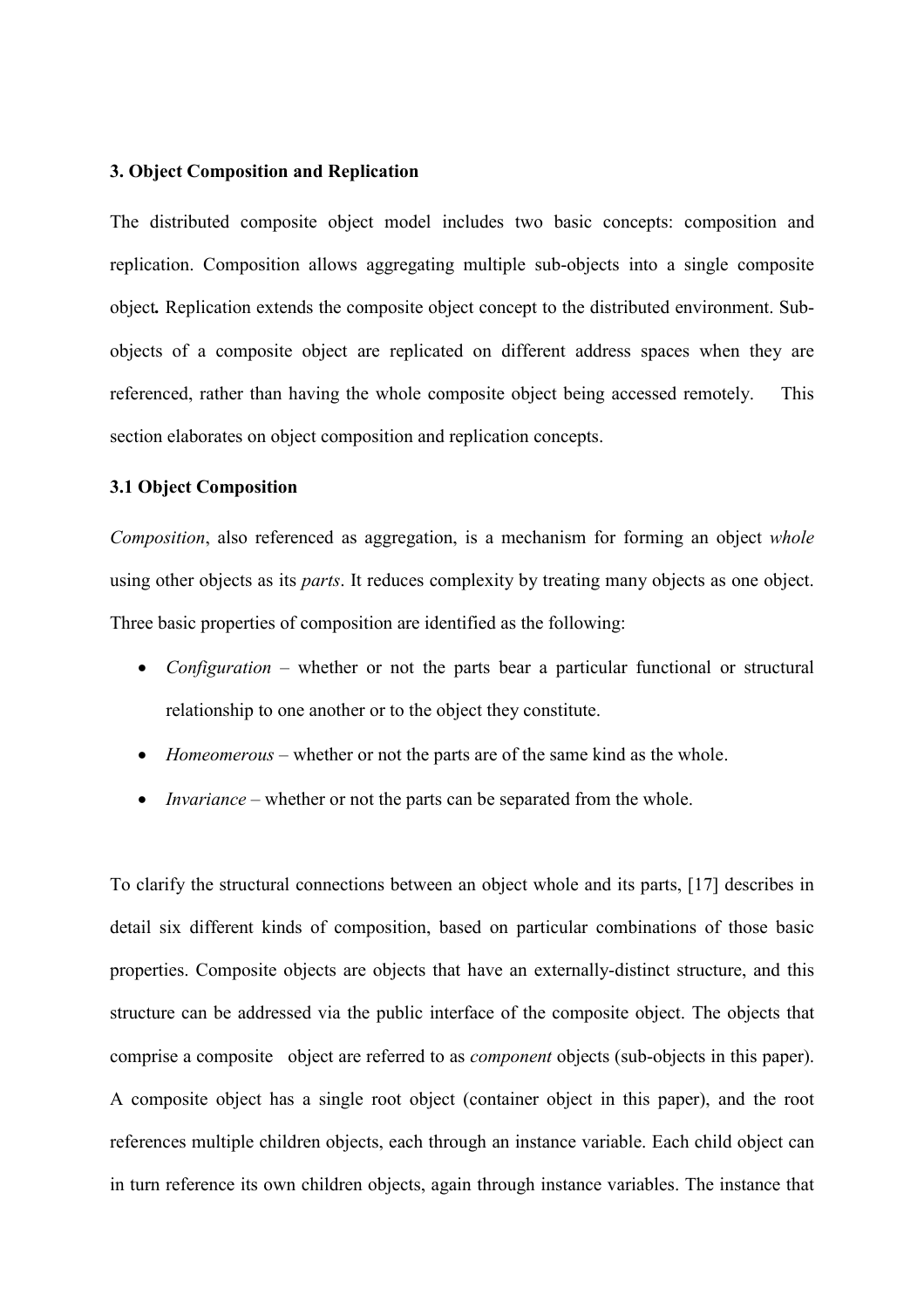## 3. Object Composition and Replication

The distributed composite object model includes two basic concepts: composition and replication. Composition allows aggregating multiple sub-objects into a single composite object**.** Replication extends the composite object concept to the distributed environment. Sub-objects of a composite object are replicated on different address spaces when they are referenced, rather than having the whole composite object being accessed remotely. This section elaborates on object composition and replication concepts.

### 3.1 Object Composition

*Composition*, also referenced as aggregation, is a mechanism for forming an object *whole* using other objects as its *parts*. It reduces complexity by treating many objects as one object. Three basic properties of composition are identified as the following:

- *Configuration* – whether or not the parts bear a particular functional or structural relationship to one another or to the object they constitute.
- *Homeomerous* – whether or not the parts are of the same kind as the whole.
- *Invariance* – whether or not the parts can be separated from the whole.

To clarify the structural connections between an object whole and its parts, [17] describes in detail six different kinds of composition, based on particular combinations of those basic properties. Composite objects are objects that have an externally-distinct structure, and this structure can be addressed via the public interface of the composite object. The objects that comprise a composite object are referred to as *component* objects (sub-objects in this paper). A composite object has a single root object (container object in this paper), and the root references multiple children objects, each through an instance variable. Each child object can in turn reference its own children objects, again through instance variables. The instance that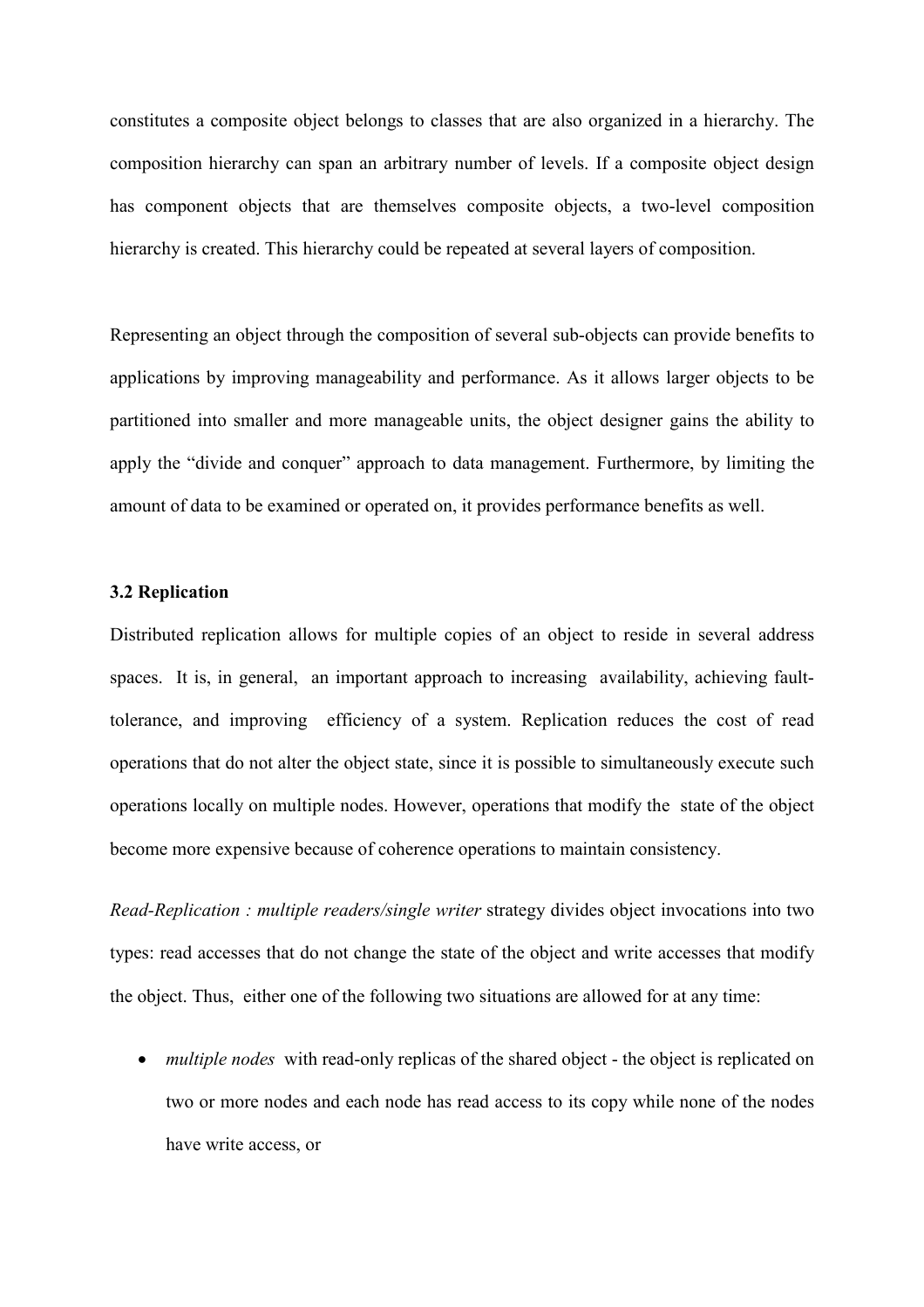constitutes a composite object belongs to classes that are also organized in a hierarchy. The composition hierarchy can span an arbitrary number of levels. If a composite object design has component objects that are themselves composite objects, a two-level composition hierarchy is created. This hierarchy could be repeated at several layers of composition.

Representing an object through the composition of several sub-objects can provide benefits to applications by improving manageability and performance. As it allows larger objects to be partitioned into smaller and more manageable units, the object designer gains the ability to apply the "divide and conquer" approach to data management. Furthermore, by limiting the amount of data to be examined or operated on, it provides performance benefits as well.

### 3.2 Replication

Distributed replication allows for multiple copies of an object to reside in several address spaces. It is, in general, an important approach to increasing availability, achieving fault-tolerance, and improving efficiency of a system. Replication reduces the cost of read operations that do not alter the object state, since it is possible to simultaneously execute such operations locally on multiple nodes. However, operations that modify the state of the object become more expensive because of coherence operations to maintain consistency.

*Read-Replication : multiple readers/single writer* strategy divides object invocations into two types: read accesses that do not change the state of the object and write accesses that modify the object. Thus, either one of the following two situations are allowed for at any time:

- *multiple nodes* with read-only replicas of the shared object - the object is replicated on two or more nodes and each node has read access to its copy while none of the nodes have write access, or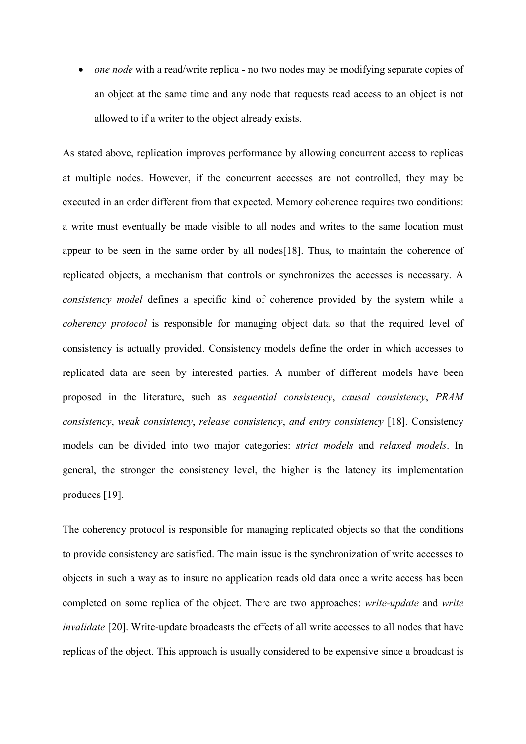- *one node* with a read/write replica - no two nodes may be modifying separate copies of an object at the same time and any node that requests read access to an object is not allowed to if a writer to the object already exists.

As stated above, replication improves performance by allowing concurrent access to replicas at multiple nodes. However, if the concurrent accesses are not controlled, they may be executed in an order different from that expected. Memory coherence requires two conditions: a write must eventually be made visible to all nodes and writes to the same location must appear to be seen in the same order by all nodes[18]. Thus, to maintain the coherence of replicated objects, a mechanism that controls or synchronizes the accesses is necessary. A *consistency model* defines a specific kind of coherence provided by the system while a *coherency protocol* is responsible for managing object data so that the required level of consistency is actually provided. Consistency models define the order in which accesses to replicated data are seen by interested parties. A number of different models have been proposed in the literature, such as *sequential consistency*, *causal consistency*, *PRAM consistency*, *weak consistency*, *release consistency*, *and entry consistency* [18]. Consistency models can be divided into two major categories: *strict models* and *relaxed models*. In general, the stronger the consistency level, the higher is the latency its implementation produces [19].

The coherency protocol is responsible for managing replicated objects so that the conditions to provide consistency are satisfied. The main issue is the synchronization of write accesses to objects in such a way as to insure no application reads old data once a write access has been completed on some replica of the object. There are two approaches: *write-update* and *write invalidate* [20]. Write-update broadcasts the effects of all write accesses to all nodes that have replicas of the object. This approach is usually considered to be expensive since a broadcast is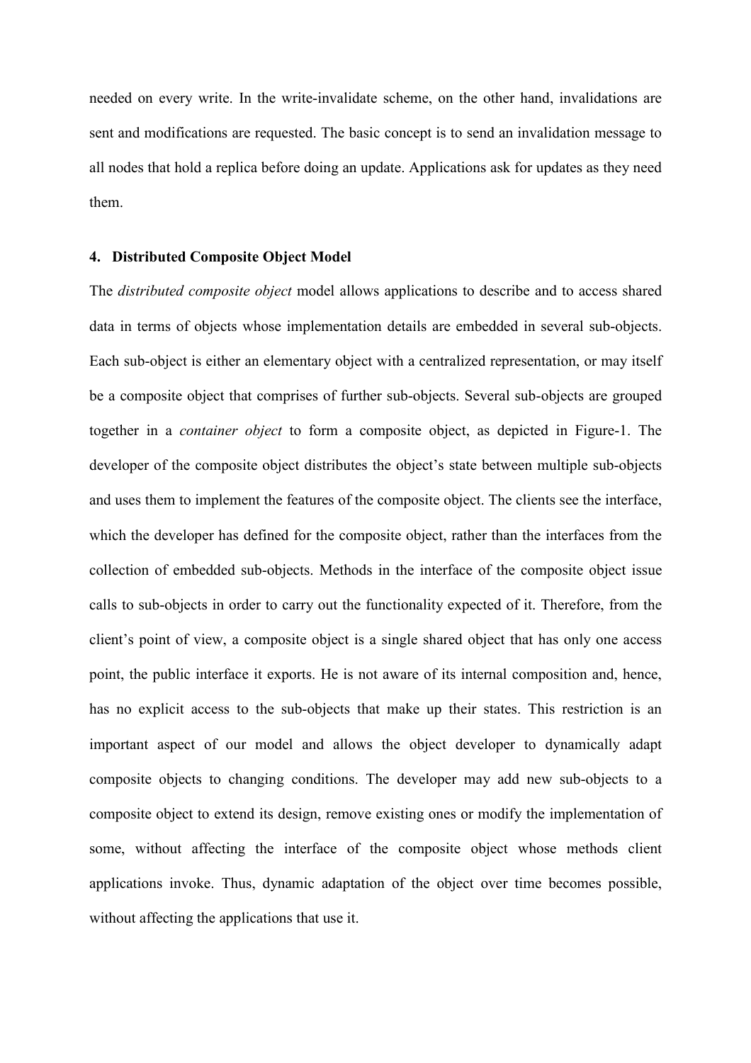needed on every write. In the write-invalidate scheme, on the other hand, invalidations are sent and modifications are requested. The basic concept is to send an invalidation message to all nodes that hold a replica before doing an update. Applications ask for updates as they need them.

## 4. Distributed Composite Object Model

The *distributed composite object* model allows applications to describe and to access shared data in terms of objects whose implementation details are embedded in several sub-objects. Each sub-object is either an elementary object with a centralized representation, or may itself be a composite object that comprises of further sub-objects. Several sub-objects are grouped together in a *container object* to form a composite object, as depicted in Figure-1. The developer of the composite object distributes the object's state between multiple sub-objects and uses them to implement the features of the composite object. The clients see the interface, which the developer has defined for the composite object, rather than the interfaces from the collection of embedded sub-objects. Methods in the interface of the composite object issue calls to sub-objects in order to carry out the functionality expected of it. Therefore, from the client's point of view, a composite object is a single shared object that has only one access point, the public interface it exports. He is not aware of its internal composition and, hence, has no explicit access to the sub-objects that make up their states. This restriction is an important aspect of our model and allows the object developer to dynamically adapt composite objects to changing conditions. The developer may add new sub-objects to a composite object to extend its design, remove existing ones or modify the implementation of some, without affecting the interface of the composite object whose methods client applications invoke. Thus, dynamic adaptation of the object over time becomes possible, without affecting the applications that use it.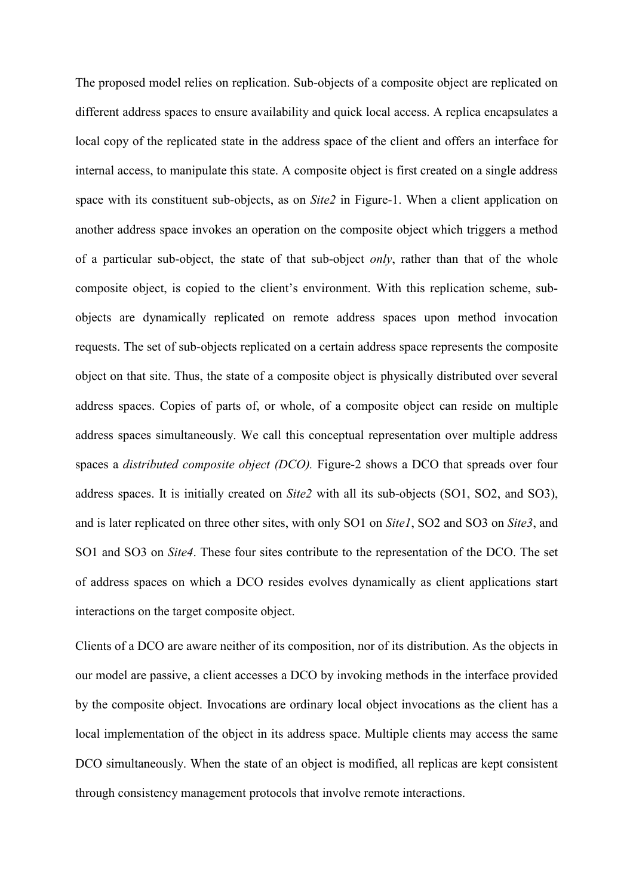The proposed model relies on replication. Sub-objects of a composite object are replicated on different address spaces to ensure availability and quick local access. A replica encapsulates a local copy of the replicated state in the address space of the client and offers an interface for internal access, to manipulate this state. A composite object is first created on a single address space with its constituent sub-objects, as on *Site2* in Figure-1. When a client application on another address space invokes an operation on the composite object which triggers a method of a particular sub-object, the state of that sub-object *only*, rather than that of the whole composite object, is copied to the client's environment. With this replication scheme, sub-objects are dynamically replicated on remote address spaces upon method invocation requests. The set of sub-objects replicated on a certain address space represents the composite object on that site. Thus, the state of a composite object is physically distributed over several address spaces. Copies of parts of, or whole, of a composite object can reside on multiple address spaces simultaneously. We call this conceptual representation over multiple address spaces a *distributed composite object (DCO).* Figure-2 shows a DCO that spreads over four address spaces. It is initially created on *Site2* with all its sub-objects (SO1, SO2, and SO3), and is later replicated on three other sites, with only SO1 on *Site1*, SO2 and SO3 on *Site3*, and SO1 and SO3 on *Site4*. These four sites contribute to the representation of the DCO. The set of address spaces on which a DCO resides evolves dynamically as client applications start interactions on the target composite object.

Clients of a DCO are aware neither of its composition, nor of its distribution. As the objects in our model are passive, a client accesses a DCO by invoking methods in the interface provided by the composite object. Invocations are ordinary local object invocations as the client has a local implementation of the object in its address space. Multiple clients may access the same DCO simultaneously. When the state of an object is modified, all replicas are kept consistent through consistency management protocols that involve remote interactions.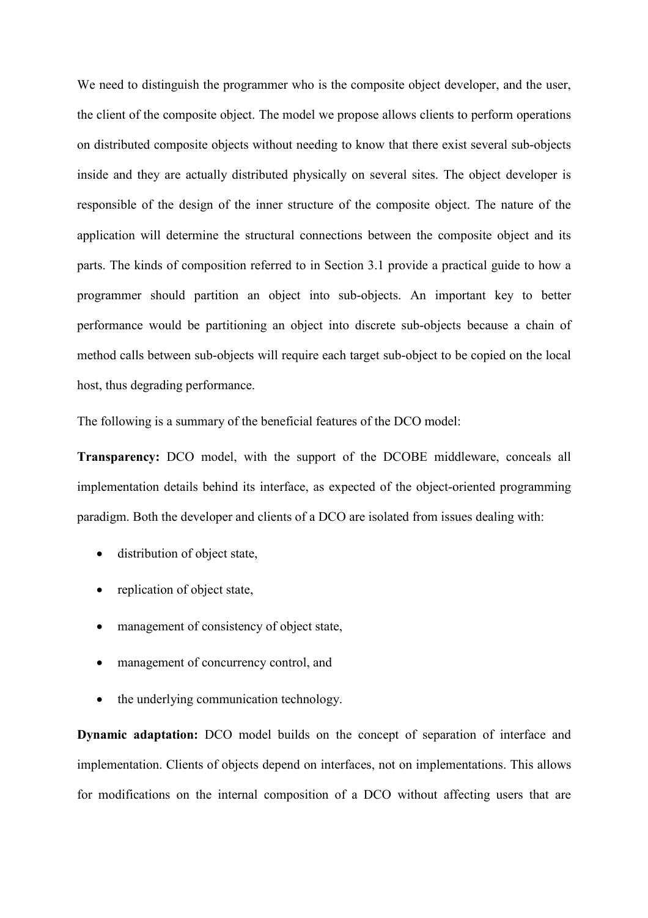We need to distinguish the programmer who is the composite object developer, and the user, the client of the composite object. The model we propose allows clients to perform operations on distributed composite objects without needing to know that there exist several sub-objects inside and they are actually distributed physically on several sites. The object developer is responsible of the design of the inner structure of the composite object. The nature of the application will determine the structural connections between the composite object and its parts. The kinds of composition referred to in Section 3.1 provide a practical guide to how a programmer should partition an object into sub-objects. An important key to better performance would be partitioning an object into discrete sub-objects because a chain of method calls between sub-objects will require each target sub-object to be copied on the local host, thus degrading performance.

The following is a summary of the beneficial features of the DCO model:

**Transparency:** DCO model, with the support of the DCOBE middleware, conceals all implementation details behind its interface, as expected of the object-oriented programming paradigm. Both the developer and clients of a DCO are isolated from issues dealing with:

- distribution of object state,
- replication of object state,
- management of consistency of object state,
- management of concurrency control, and
- the underlying communication technology.

**Dynamic adaptation:** DCO model builds on the concept of separation of interface and implementation. Clients of objects depend on interfaces, not on implementations. This allows for modifications on the internal composition of a DCO without affecting users that are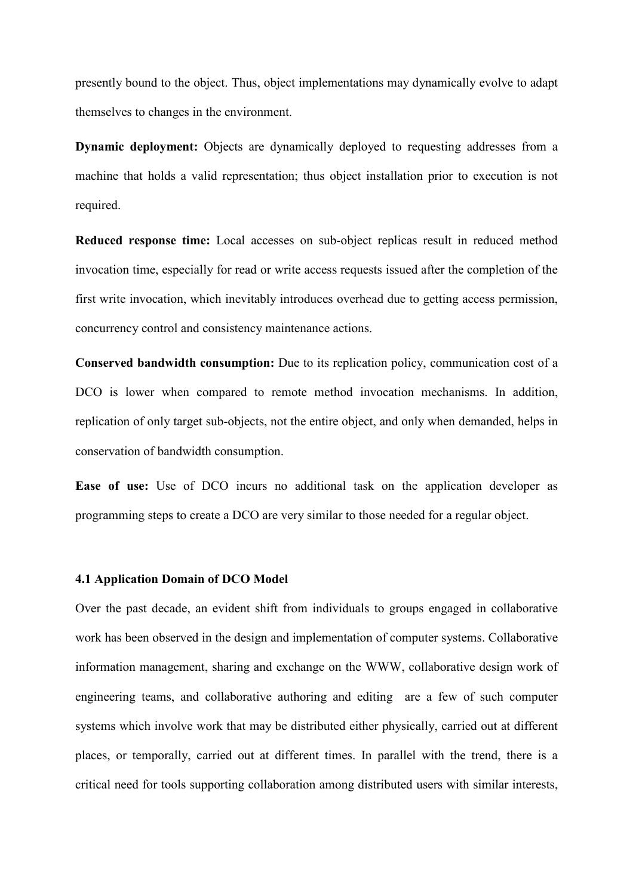presently bound to the object. Thus, object implementations may dynamically evolve to adapt themselves to changes in the environment.

**Dynamic deployment:** Objects are dynamically deployed to requesting addresses from a machine that holds a valid representation; thus object installation prior to execution is not required.

**Reduced response time:** Local accesses on sub-object replicas result in reduced method invocation time, especially for read or write access requests issued after the completion of the first write invocation, which inevitably introduces overhead due to getting access permission, concurrency control and consistency maintenance actions.

**Conserved bandwidth consumption:** Due to its replication policy, communication cost of a DCO is lower when compared to remote method invocation mechanisms. In addition, replication of only target sub-objects, not the entire object, and only when demanded, helps in conservation of bandwidth consumption.

**Ease of use:** Use of DCO incurs no additional task on the application developer as programming steps to create a DCO are very similar to those needed for a regular object.

### 4.1 Application Domain of DCO Model

Over the past decade, an evident shift from individuals to groups engaged in collaborative work has been observed in the design and implementation of computer systems. Collaborative information management, sharing and exchange on the WWW, collaborative design work of engineering teams, and collaborative authoring and editing are a few of such computer systems which involve work that may be distributed either physically, carried out at different places, or temporally, carried out at different times. In parallel with the trend, there is a critical need for tools supporting collaboration among distributed users with similar interests,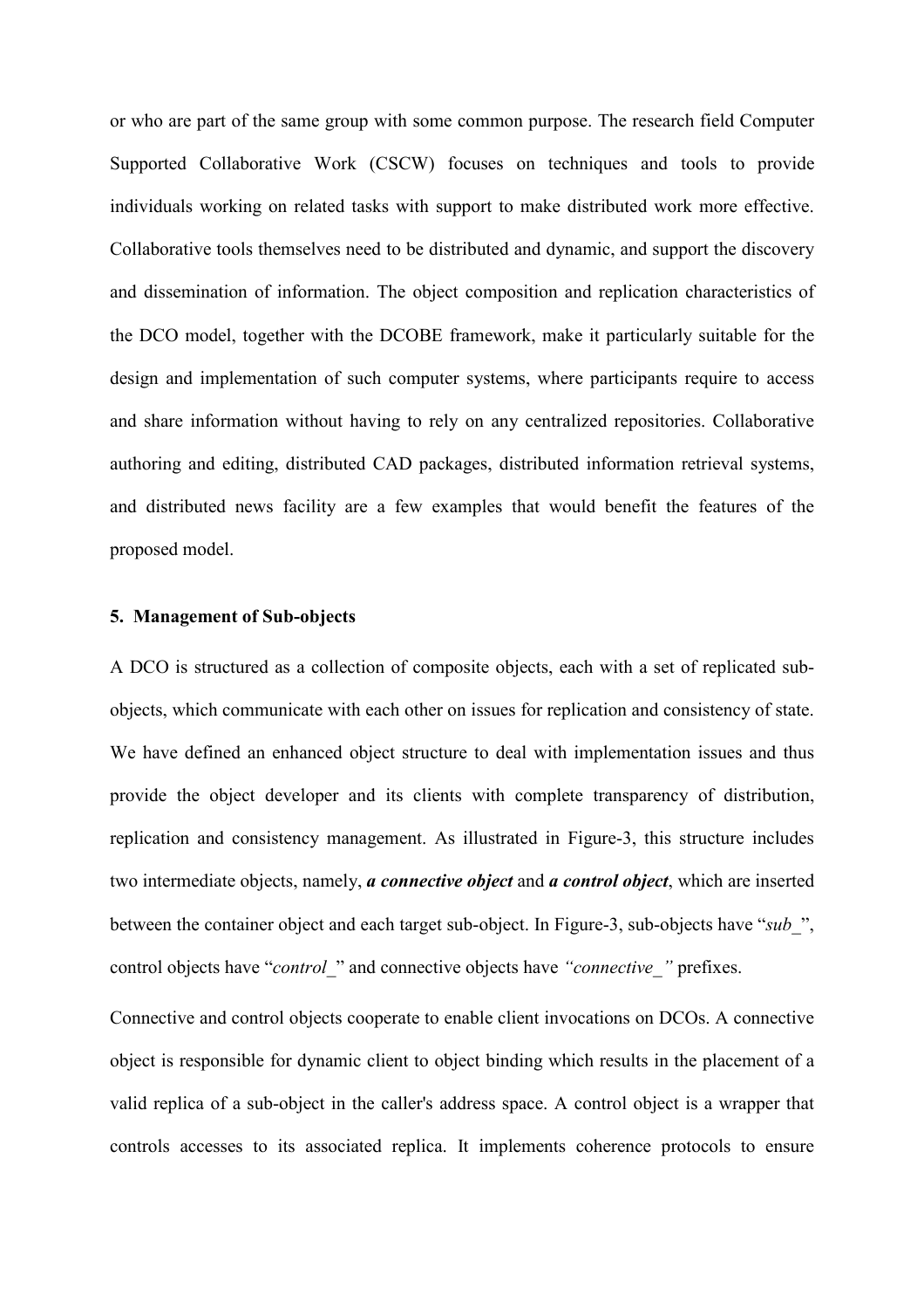or who are part of the same group with some common purpose. The research field Computer Supported Collaborative Work (CSCW) focuses on techniques and tools to provide individuals working on related tasks with support to make distributed work more effective. Collaborative tools themselves need to be distributed and dynamic, and support the discovery and dissemination of information. The object composition and replication characteristics of the DCO model, together with the DCOBE framework, make it particularly suitable for the design and implementation of such computer systems, where participants require to access and share information without having to rely on any centralized repositories. Collaborative authoring and editing, distributed CAD packages, distributed information retrieval systems, and distributed news facility are a few examples that would benefit the features of the proposed model.

### 5. Management of Sub-objects

A DCO is structured as a collection of composite objects, each with a set of replicated sub-objects, which communicate with each other on issues for replication and consistency of state. We have defined an enhanced object structure to deal with implementation issues and thus provide the object developer and its clients with complete transparency of distribution, replication and consistency management. As illustrated in Figure-3, this structure includes two intermediate objects, namely, ***a connective object*** and ***a control object***, which are inserted between the container object and each target sub-object. In Figure-3, sub-objects have "*sub_*", control objects have "*control_*" and connective objects have *"connective_"* prefixes.

Connective and control objects cooperate to enable client invocations on DCOs. A connective object is responsible for dynamic client to object binding which results in the placement of a valid replica of a sub-object in the caller's address space. A control object is a wrapper that controls accesses to its associated replica. It implements coherence protocols to ensure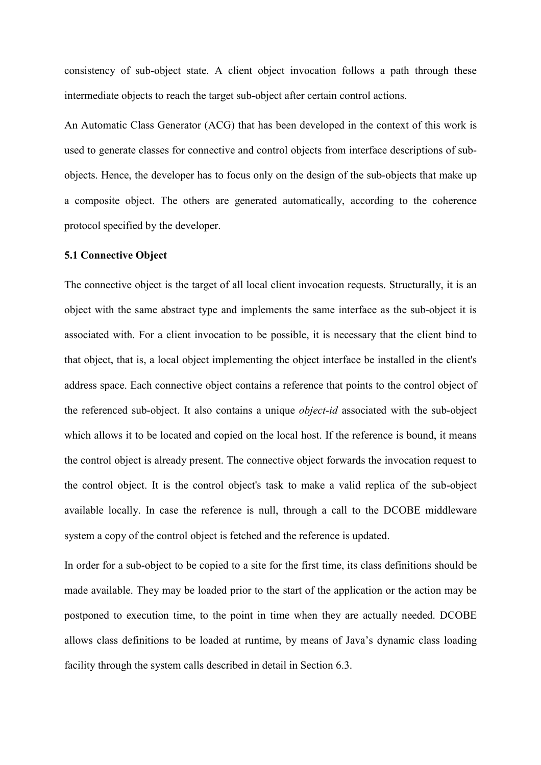consistency of sub-object state. A client object invocation follows a path through these intermediate objects to reach the target sub-object after certain control actions.

An Automatic Class Generator (ACG) that has been developed in the context of this work is used to generate classes for connective and control objects from interface descriptions of sub-objects. Hence, the developer has to focus only on the design of the sub-objects that make up a composite object. The others are generated automatically, according to the coherence protocol specified by the developer.

### 5.1 Connective Object

The connective object is the target of all local client invocation requests. Structurally, it is an object with the same abstract type and implements the same interface as the sub-object it is associated with. For a client invocation to be possible, it is necessary that the client bind to that object, that is, a local object implementing the object interface be installed in the client's address space. Each connective object contains a reference that points to the control object of the referenced sub-object. It also contains a unique *object-id* associated with the sub-object which allows it to be located and copied on the local host. If the reference is bound, it means the control object is already present. The connective object forwards the invocation request to the control object. It is the control object's task to make a valid replica of the sub-object available locally. In case the reference is null, through a call to the DCOBE middleware system a copy of the control object is fetched and the reference is updated.

In order for a sub-object to be copied to a site for the first time, its class definitions should be made available. They may be loaded prior to the start of the application or the action may be postponed to execution time, to the point in time when they are actually needed. DCOBE allows class definitions to be loaded at runtime, by means of Java's dynamic class loading facility through the system calls described in detail in Section 6.3.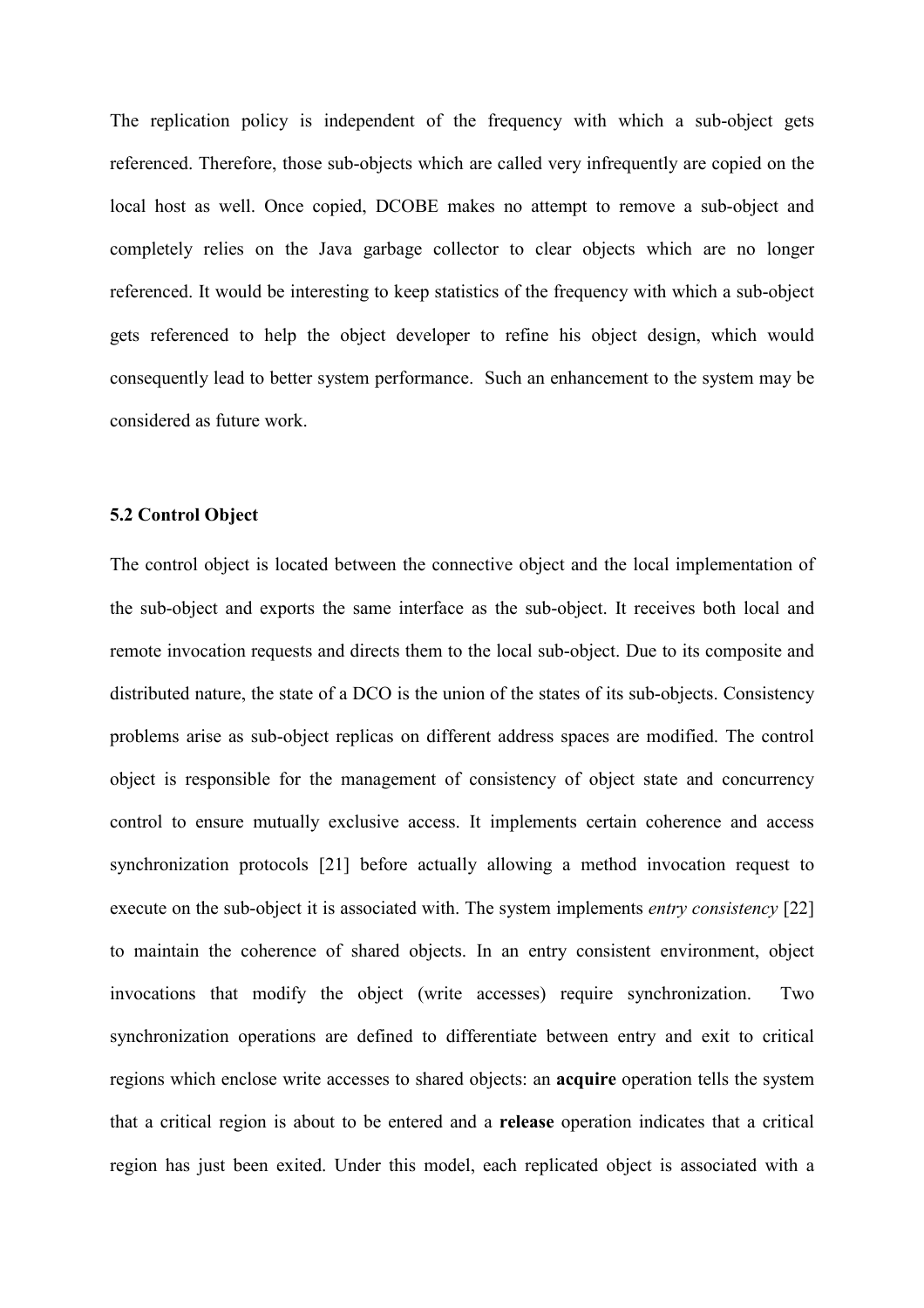The replication policy is independent of the frequency with which a sub-object gets referenced. Therefore, those sub-objects which are called very infrequently are copied on the local host as well. Once copied, DCOBE makes no attempt to remove a sub-object and completely relies on the Java garbage collector to clear objects which are no longer referenced. It would be interesting to keep statistics of the frequency with which a sub-object gets referenced to help the object developer to refine his object design, which would consequently lead to better system performance. Such an enhancement to the system may be considered as future work.

### 5.2 Control Object

The control object is located between the connective object and the local implementation of the sub-object and exports the same interface as the sub-object. It receives both local and remote invocation requests and directs them to the local sub-object. Due to its composite and distributed nature, the state of a DCO is the union of the states of its sub-objects. Consistency problems arise as sub-object replicas on different address spaces are modified. The control object is responsible for the management of consistency of object state and concurrency control to ensure mutually exclusive access. It implements certain coherence and access synchronization protocols [21] before actually allowing a method invocation request to execute on the sub-object it is associated with. The system implements *entry consistency* [22] to maintain the coherence of shared objects. In an entry consistent environment, object invocations that modify the object (write accesses) require synchronization. Two synchronization operations are defined to differentiate between entry and exit to critical regions which enclose write accesses to shared objects: an **acquire** operation tells the system that a critical region is about to be entered and a **release** operation indicates that a critical region has just been exited. Under this model, each replicated object is associated with a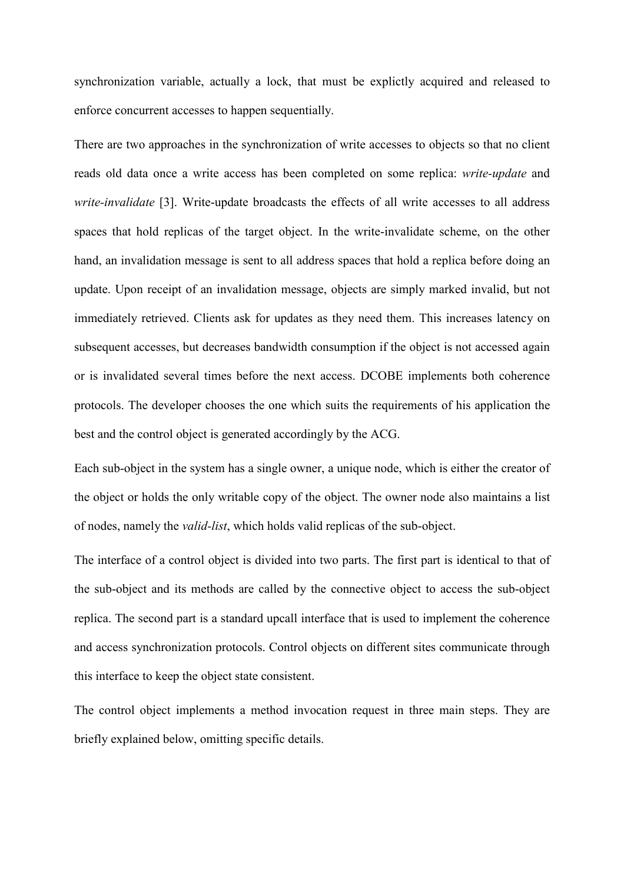synchronization variable, actually a lock, that must be explictly acquired and released to enforce concurrent accesses to happen sequentially.

There are two approaches in the synchronization of write accesses to objects so that no client reads old data once a write access has been completed on some replica: *write-update* and *write-invalidate* [3]. Write-update broadcasts the effects of all write accesses to all address spaces that hold replicas of the target object. In the write-invalidate scheme, on the other hand, an invalidation message is sent to all address spaces that hold a replica before doing an update. Upon receipt of an invalidation message, objects are simply marked invalid, but not immediately retrieved. Clients ask for updates as they need them. This increases latency on subsequent accesses, but decreases bandwidth consumption if the object is not accessed again or is invalidated several times before the next access. DCOBE implements both coherence protocols. The developer chooses the one which suits the requirements of his application the best and the control object is generated accordingly by the ACG.

Each sub-object in the system has a single owner, a unique node, which is either the creator of the object or holds the only writable copy of the object. The owner node also maintains a list of nodes, namely the *valid-list*, which holds valid replicas of the sub-object.

The interface of a control object is divided into two parts. The first part is identical to that of the sub-object and its methods are called by the connective object to access the sub-object replica. The second part is a standard upcall interface that is used to implement the coherence and access synchronization protocols. Control objects on different sites communicate through this interface to keep the object state consistent.

The control object implements a method invocation request in three main steps. They are briefly explained below, omitting specific details.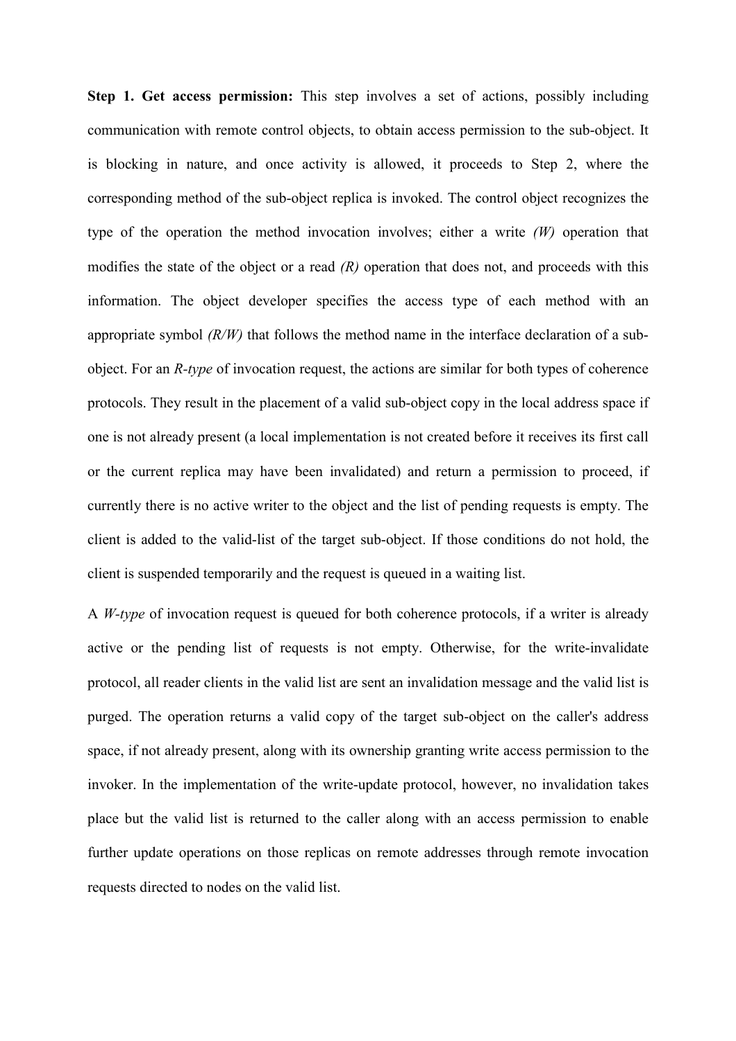**Step 1. Get access permission:** This step involves a set of actions, possibly including communication with remote control objects, to obtain access permission to the sub-object. It is blocking in nature, and once activity is allowed, it proceeds to Step 2, where the corresponding method of the sub-object replica is invoked. The control object recognizes the type of the operation the method invocation involves; either a write *(W)* operation that modifies the state of the object or a read *(R)* operation that does not, and proceeds with this information. The object developer specifies the access type of each method with an appropriate symbol *(R/W)* that follows the method name in the interface declaration of a sub-object. For an *R-type* of invocation request, the actions are similar for both types of coherence protocols. They result in the placement of a valid sub-object copy in the local address space if one is not already present (a local implementation is not created before it receives its first call or the current replica may have been invalidated) and return a permission to proceed, if currently there is no active writer to the object and the list of pending requests is empty. The client is added to the valid-list of the target sub-object. If those conditions do not hold, the client is suspended temporarily and the request is queued in a waiting list.

A *W-type* of invocation request is queued for both coherence protocols, if a writer is already active or the pending list of requests is not empty. Otherwise, for the write-invalidate protocol, all reader clients in the valid list are sent an invalidation message and the valid list is purged. The operation returns a valid copy of the target sub-object on the caller's address space, if not already present, along with its ownership granting write access permission to the invoker. In the implementation of the write-update protocol, however, no invalidation takes place but the valid list is returned to the caller along with an access permission to enable further update operations on those replicas on remote addresses through remote invocation requests directed to nodes on the valid list.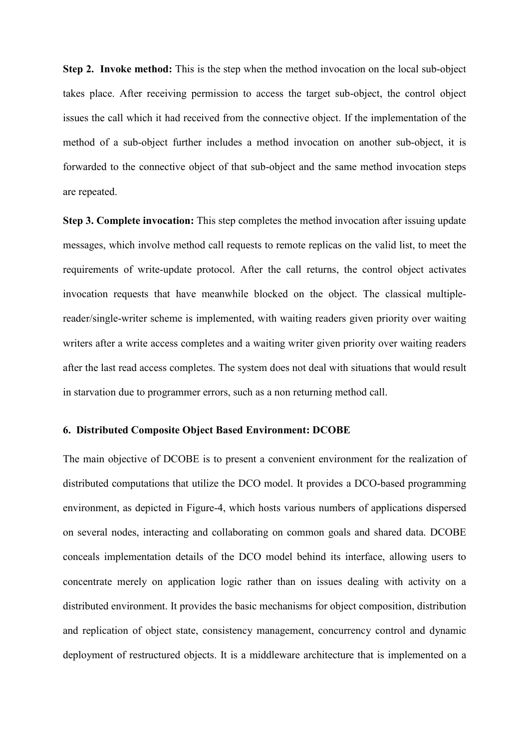**Step 2. Invoke method:** This is the step when the method invocation on the local sub-object takes place. After receiving permission to access the target sub-object, the control object issues the call which it had received from the connective object. If the implementation of the method of a sub-object further includes a method invocation on another sub-object, it is forwarded to the connective object of that sub-object and the same method invocation steps are repeated.

**Step 3. Complete invocation:** This step completes the method invocation after issuing update messages, which involve method call requests to remote replicas on the valid list, to meet the requirements of write-update protocol. After the call returns, the control object activates invocation requests that have meanwhile blocked on the object. The classical multiple-reader/single-writer scheme is implemented, with waiting readers given priority over waiting writers after a write access completes and a waiting writer given priority over waiting readers after the last read access completes. The system does not deal with situations that would result in starvation due to programmer errors, such as a non returning method call.

### 6. Distributed Composite Object Based Environment: DCOBE

The main objective of DCOBE is to present a convenient environment for the realization of distributed computations that utilize the DCO model. It provides a DCO-based programming environment, as depicted in Figure-4, which hosts various numbers of applications dispersed on several nodes, interacting and collaborating on common goals and shared data. DCOBE conceals implementation details of the DCO model behind its interface, allowing users to concentrate merely on application logic rather than on issues dealing with activity on a distributed environment. It provides the basic mechanisms for object composition, distribution and replication of object state, consistency management, concurrency control and dynamic deployment of restructured objects. It is a middleware architecture that is implemented on a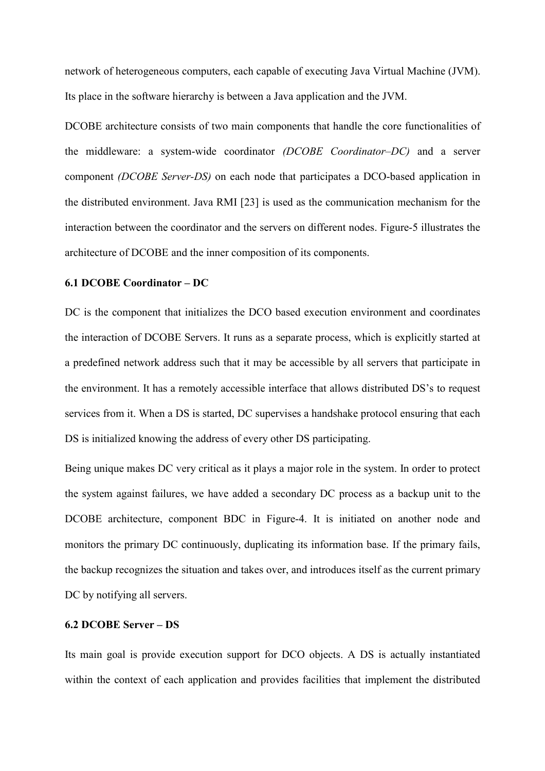network of heterogeneous computers, each capable of executing Java Virtual Machine (JVM). Its place in the software hierarchy is between a Java application and the JVM.

DCOBE architecture consists of two main components that handle the core functionalities of the middleware: a system-wide coordinator *(DCOBE Coordinator–DC)* and a server component *(DCOBE Server-DS)* on each node that participates a DCO-based application in the distributed environment. Java RMI [23] is used as the communication mechanism for the interaction between the coordinator and the servers on different nodes. Figure-5 illustrates the architecture of DCOBE and the inner composition of its components.

### 6.1 DCOBE Coordinator – DC

DC is the component that initializes the DCO based execution environment and coordinates the interaction of DCOBE Servers. It runs as a separate process, which is explicitly started at a predefined network address such that it may be accessible by all servers that participate in the environment. It has a remotely accessible interface that allows distributed DS's to request services from it. When a DS is started, DC supervises a handshake protocol ensuring that each DS is initialized knowing the address of every other DS participating.

Being unique makes DC very critical as it plays a major role in the system. In order to protect the system against failures, we have added a secondary DC process as a backup unit to the DCOBE architecture, component BDC in Figure-4. It is initiated on another node and monitors the primary DC continuously, duplicating its information base. If the primary fails, the backup recognizes the situation and takes over, and introduces itself as the current primary DC by notifying all servers.

### 6.2 DCOBE Server – DS

Its main goal is provide execution support for DCO objects. A DS is actually instantiated within the context of each application and provides facilities that implement the distributed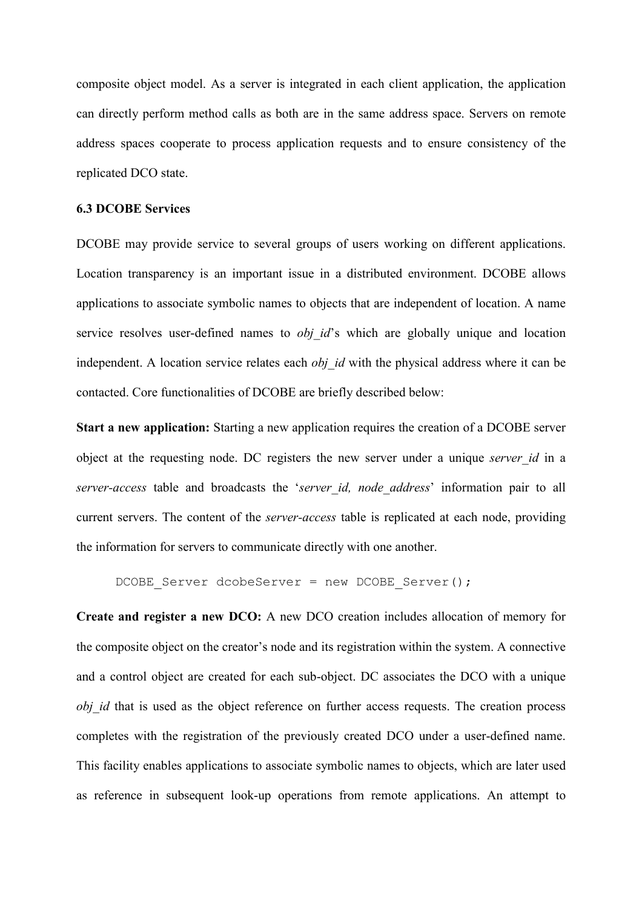composite object model. As a server is integrated in each client application, the application can directly perform method calls as both are in the same address space. Servers on remote address spaces cooperate to process application requests and to ensure consistency of the replicated DCO state.

### 6.3 DCOBE Services

DCOBE may provide service to several groups of users working on different applications. Location transparency is an important issue in a distributed environment. DCOBE allows applications to associate symbolic names to objects that are independent of location. A name service resolves user-defined names to *obj_id*'s which are globally unique and location independent. A location service relates each *obj_id* with the physical address where it can be contacted. Core functionalities of DCOBE are briefly described below:

**Start a new application:** Starting a new application requires the creation of a DCOBE server object at the requesting node. DC registers the new server under a unique *server_id* in a *server-access* table and broadcasts the '*server_id, node_address*' information pair to all current servers. The content of the *server-access* table is replicated at each node, providing the information for servers to communicate directly with one another.

```
DCOBE_Server dcobeServer = new DCOBE_Server();
```

**Create and register a new DCO:** A new DCO creation includes allocation of memory for the composite object on the creator's node and its registration within the system. A connective and a control object are created for each sub-object. DC associates the DCO with a unique *obj_id* that is used as the object reference on further access requests. The creation process completes with the registration of the previously created DCO under a user-defined name. This facility enables applications to associate symbolic names to objects, which are later used as reference in subsequent look-up operations from remote applications. An attempt to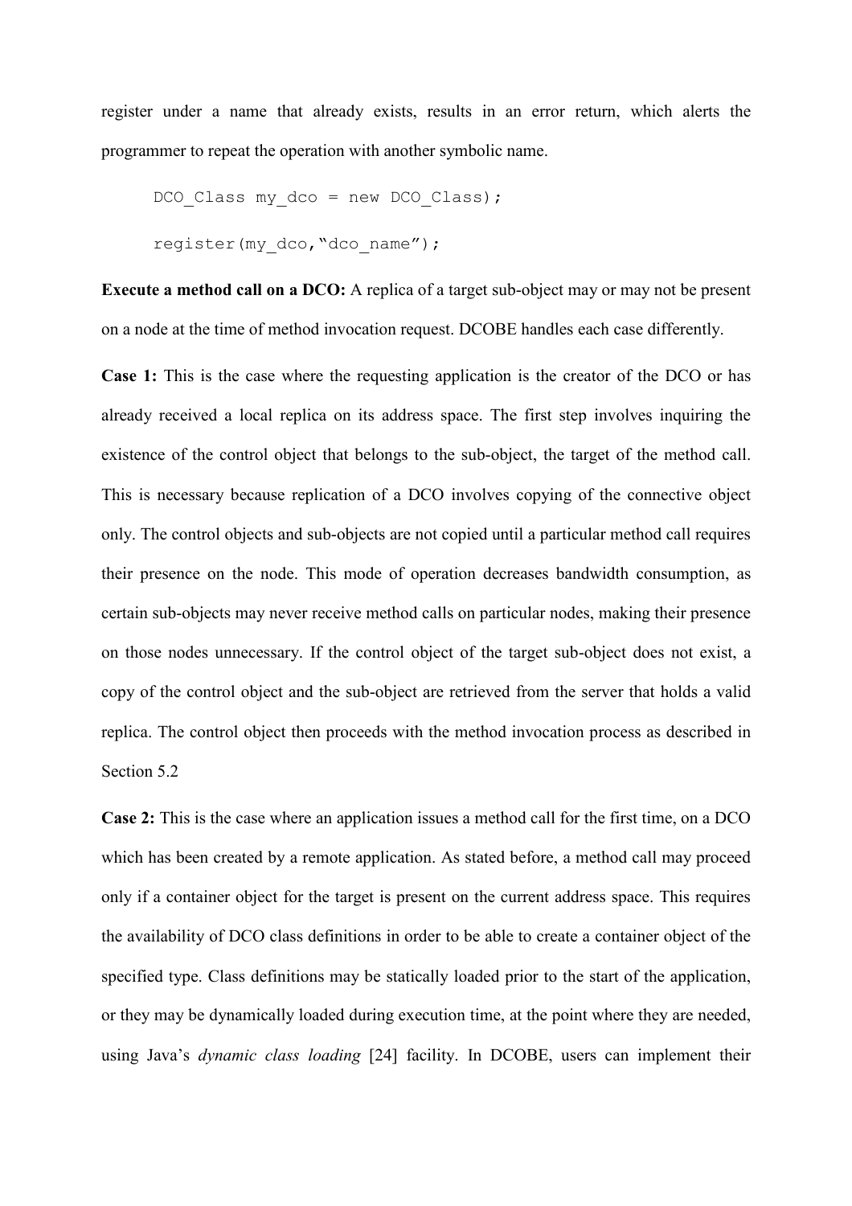register under a name that already exists, results in an error return, which alerts the programmer to repeat the operation with another symbolic name.

```
DCO_Class my_dco = new DCO_Class);
register(my_dco,“dco_name”);
```

**Execute a method call on a DCO:** A replica of a target sub-object may or may not be present on a node at the time of method invocation request. DCOBE handles each case differently.

**Case 1:** This is the case where the requesting application is the creator of the DCO or has already received a local replica on its address space. The first step involves inquiring the existence of the control object that belongs to the sub-object, the target of the method call. This is necessary because replication of a DCO involves copying of the connective object only. The control objects and sub-objects are not copied until a particular method call requires their presence on the node. This mode of operation decreases bandwidth consumption, as certain sub-objects may never receive method calls on particular nodes, making their presence on those nodes unnecessary. If the control object of the target sub-object does not exist, a copy of the control object and the sub-object are retrieved from the server that holds a valid replica. The control object then proceeds with the method invocation process as described in Section 5.2

**Case 2:** This is the case where an application issues a method call for the first time, on a DCO which has been created by a remote application. As stated before, a method call may proceed only if a container object for the target is present on the current address space. This requires the availability of DCO class definitions in order to be able to create a container object of the specified type. Class definitions may be statically loaded prior to the start of the application, or they may be dynamically loaded during execution time, at the point where they are needed, using Java’s *dynamic class loading* [24] facility. In DCOBE, users can implement their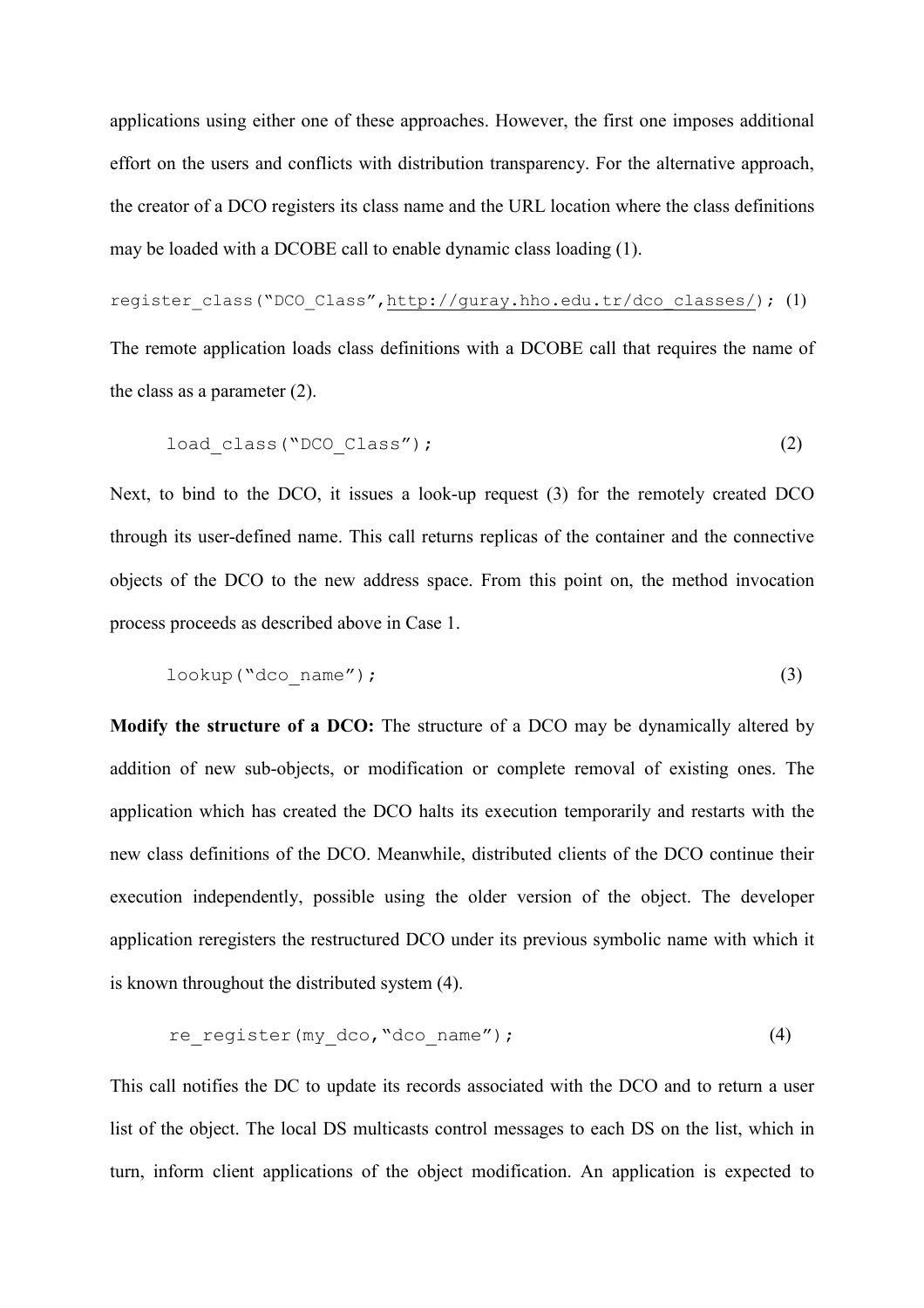applications using either one of these approaches. However, the first one imposes additional effort on the users and conflicts with distribution transparency. For the alternative approach, the creator of a DCO registers its class name and the URL location where the class definitions may be loaded with a DCOBE call to enable dynamic class loading (1).

```
register_class("DCO_Class",http://guray.hho.edu.tr/dco_classes/);   (1)
```

The remote application loads class definitions with a DCOBE call that requires the name of the class as a parameter (2).

```
load_class("DCO_Class");   (2)
```

Next, to bind to the DCO, it issues a look-up request (3) for the remotely created DCO through its user-defined name. This call returns replicas of the container and the connective objects of the DCO to the new address space. From this point on, the method invocation process proceeds as described above in Case 1.

```
lookup("dco_name");   (3)
```

**Modify the structure of a DCO:** The structure of a DCO may be dynamically altered by addition of new sub-objects, or modification or complete removal of existing ones. The application which has created the DCO halts its execution temporarily and restarts with the new class definitions of the DCO. Meanwhile, distributed clients of the DCO continue their execution independently, possible using the older version of the object. The developer application reregisters the restructured DCO under its previous symbolic name with which it is known throughout the distributed system (4).

```
re_register(my_dco,"dco_name");   (4)
```

This call notifies the DC to update its records associated with the DCO and to return a user list of the object. The local DS multicasts control messages to each DS on the list, which in turn, inform client applications of the object modification. An application is expected to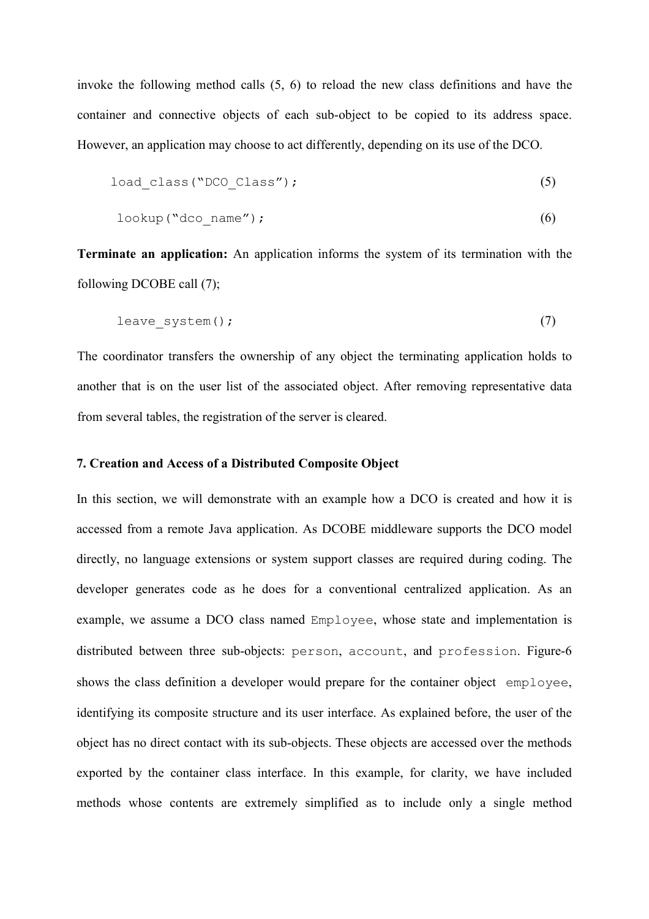invoke the following method calls (5, 6) to reload the new class definitions and have the container and connective objects of each sub-object to be copied to its address space. However, an application may choose to act differently, depending on its use of the DCO.

```
load_class("DCO_Class");                                    (5)

lookup("dco_name");                                         (6)
```

**Terminate an application:** An application informs the system of its termination with the following DCOBE call (7);

```
leave_system();                                             (7)
```

The coordinator transfers the ownership of any object the terminating application holds to another that is on the user list of the associated object. After removing representative data from several tables, the registration of the server is cleared.

### 7. Creation and Access of a Distributed Composite Object

In this section, we will demonstrate with an example how a DCO is created and how it is accessed from a remote Java application. As DCOBE middleware supports the DCO model directly, no language extensions or system support classes are required during coding. The developer generates code as he does for a conventional centralized application. As an example, we assume a DCO class named `Employee`, whose state and implementation is distributed between three sub-objects: `person`, `account`, and `profession`. Figure-6 shows the class definition a developer would prepare for the container object `employee`, identifying its composite structure and its user interface. As explained before, the user of the object has no direct contact with its sub-objects. These objects are accessed over the methods exported by the container class interface. In this example, for clarity, we have included methods whose contents are extremely simplified as to include only a single method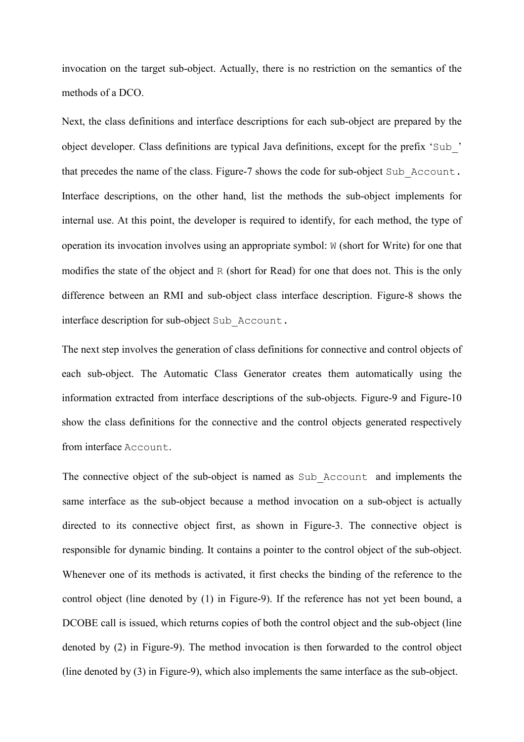invocation on the target sub-object. Actually, there is no restriction on the semantics of the methods of a DCO.

Next, the class definitions and interface descriptions for each sub-object are prepared by the object developer. Class definitions are typical Java definitions, except for the prefix 'Sub_' that precedes the name of the class. Figure-7 shows the code for sub-object Sub_Account. Interface descriptions, on the other hand, list the methods the sub-object implements for internal use. At this point, the developer is required to identify, for each method, the type of operation its invocation involves using an appropriate symbol: W (short for Write) for one that modifies the state of the object and R (short for Read) for one that does not. This is the only difference between an RMI and sub-object class interface description. Figure-8 shows the interface description for sub-object Sub_Account.

The next step involves the generation of class definitions for connective and control objects of each sub-object. The Automatic Class Generator creates them automatically using the information extracted from interface descriptions of the sub-objects. Figure-9 and Figure-10 show the class definitions for the connective and the control objects generated respectively from interface Account.

The connective object of the sub-object is named as Sub_Account and implements the same interface as the sub-object because a method invocation on a sub-object is actually directed to its connective object first, as shown in Figure-3. The connective object is responsible for dynamic binding. It contains a pointer to the control object of the sub-object. Whenever one of its methods is activated, it first checks the binding of the reference to the control object (line denoted by (1) in Figure-9). If the reference has not yet been bound, a DCOBE call is issued, which returns copies of both the control object and the sub-object (line denoted by (2) in Figure-9). The method invocation is then forwarded to the control object (line denoted by (3) in Figure-9), which also implements the same interface as the sub-object.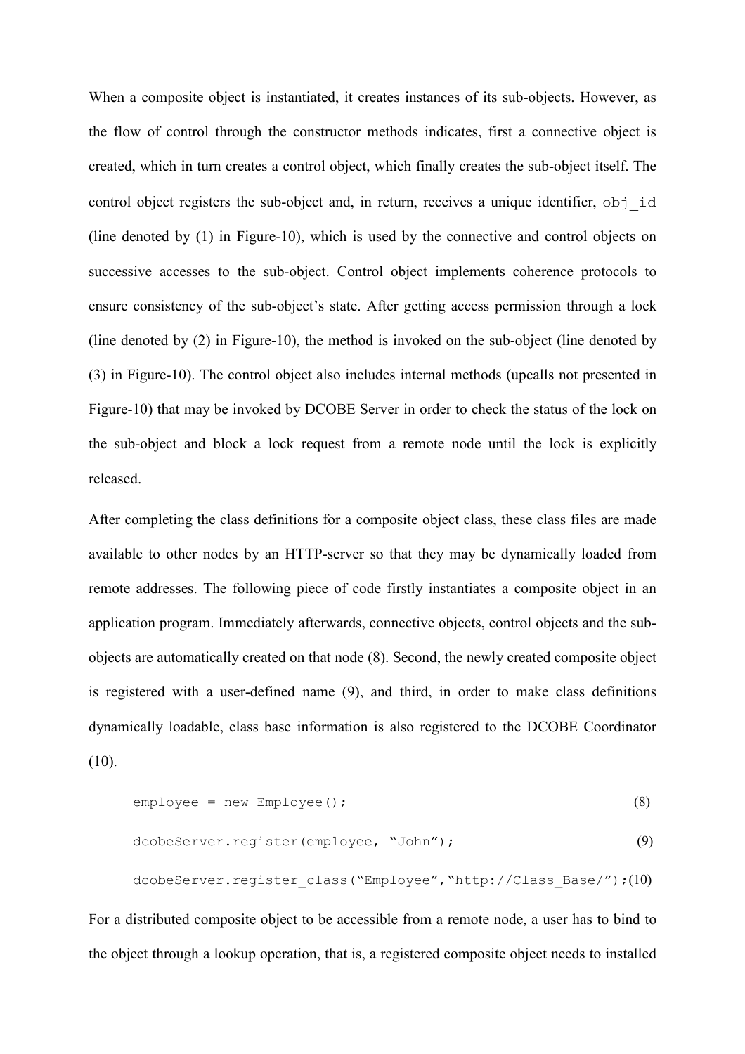When a composite object is instantiated, it creates instances of its sub-objects. However, as the flow of control through the constructor methods indicates, first a connective object is created, which in turn creates a control object, which finally creates the sub-object itself. The control object registers the sub-object and, in return, receives a unique identifier, `obj_id` (line denoted by (1) in Figure-10), which is used by the connective and control objects on successive accesses to the sub-object. Control object implements coherence protocols to ensure consistency of the sub-object's state. After getting access permission through a lock (line denoted by (2) in Figure-10), the method is invoked on the sub-object (line denoted by (3) in Figure-10). The control object also includes internal methods (upcalls not presented in Figure-10) that may be invoked by DCOBE Server in order to check the status of the lock on the sub-object and block a lock request from a remote node until the lock is explicitly released.

After completing the class definitions for a composite object class, these class files are made available to other nodes by an HTTP-server so that they may be dynamically loaded from remote addresses. The following piece of code firstly instantiates a composite object in an application program. Immediately afterwards, connective objects, control objects and the sub-objects are automatically created on that node (8). Second, the newly created composite object is registered with a user-defined name (9), and third, in order to make class definitions dynamically loadable, class base information is also registered to the DCOBE Coordinator (10).

```
employee = new Employee();                                            (8)
dcobeServer.register(employee, "John");                               (9)
dcobeServer.register_class("Employee","http://Class_Base/");(10)
```

For a distributed composite object to be accessible from a remote node, a user has to bind to the object through a lookup operation, that is, a registered composite object needs to installed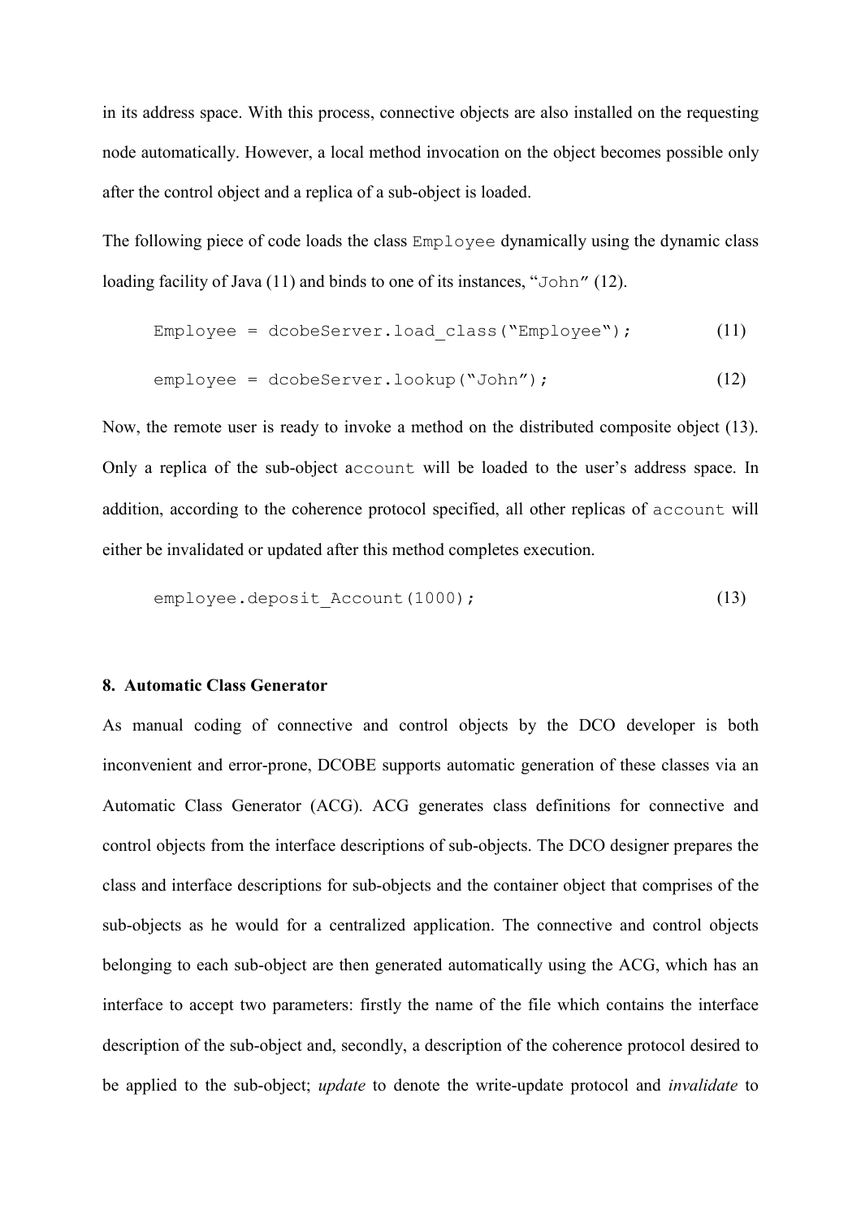in its address space. With this process, connective objects are also installed on the requesting node automatically. However, a local method invocation on the object becomes possible only after the control object and a replica of a sub-object is loaded.

The following piece of code loads the class `Employee` dynamically using the dynamic class loading facility of Java (11) and binds to one of its instances, "`John`" (12).

```
Employee = dcobeServer.load_class("Employee");          (11)

employee = dcobeServer.lookup("John");                  (12)
```

Now, the remote user is ready to invoke a method on the distributed composite object (13). Only a replica of the sub-object `account` will be loaded to the user's address space. In addition, according to the coherence protocol specified, all other replicas of `account` will either be invalidated or updated after this method completes execution.

```
employee.deposit_Account(1000);                         (13)
```

## 8. Automatic Class Generator

As manual coding of connective and control objects by the DCO developer is both inconvenient and error-prone, DCOBE supports automatic generation of these classes via an Automatic Class Generator (ACG). ACG generates class definitions for connective and control objects from the interface descriptions of sub-objects. The DCO designer prepares the class and interface descriptions for sub-objects and the container object that comprises of the sub-objects as he would for a centralized application. The connective and control objects belonging to each sub-object are then generated automatically using the ACG, which has an interface to accept two parameters: firstly the name of the file which contains the interface description of the sub-object and, secondly, a description of the coherence protocol desired to be applied to the sub-object; *update* to denote the write-update protocol and *invalidate* to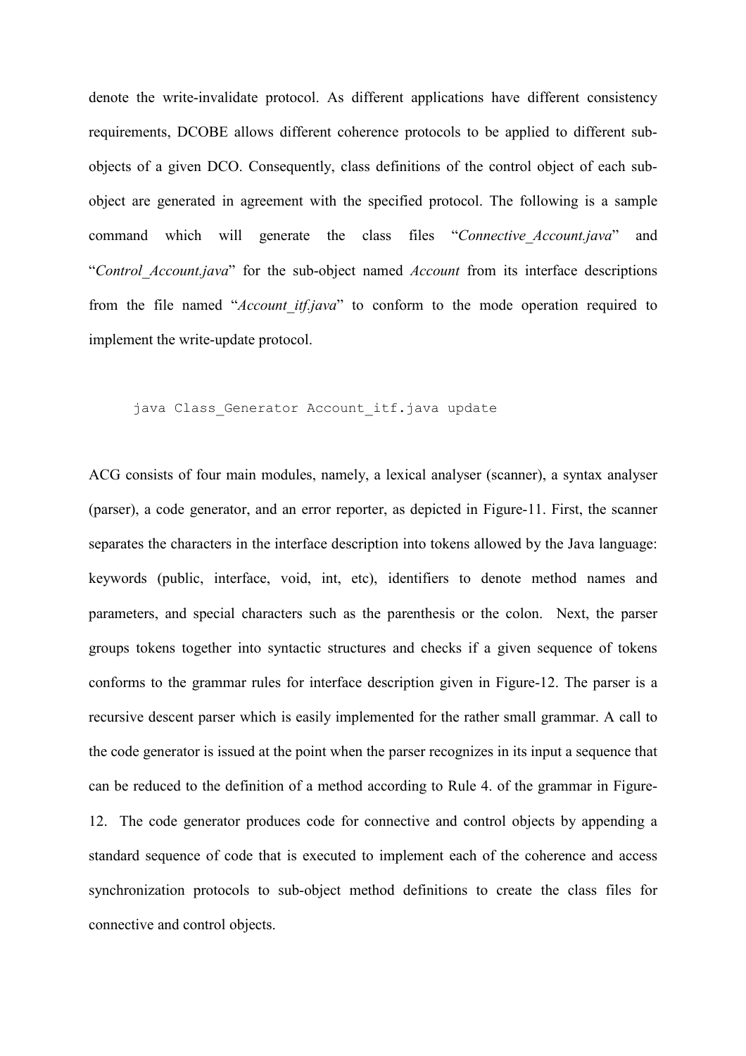denote the write-invalidate protocol. As different applications have different consistency requirements, DCOBE allows different coherence protocols to be applied to different sub-objects of a given DCO. Consequently, class definitions of the control object of each sub-object are generated in agreement with the specified protocol. The following is a sample command which will generate the class files "*Connective_Account.java*" and "*Control_Account.java*" for the sub-object named *Account* from its interface descriptions from the file named "*Account_itf.java*" to conform to the mode operation required to implement the write-update protocol.

```
java Class_Generator Account_itf.java update
```

ACG consists of four main modules, namely, a lexical analyser (scanner), a syntax analyser (parser), a code generator, and an error reporter, as depicted in Figure-11. First, the scanner separates the characters in the interface description into tokens allowed by the Java language: keywords (public, interface, void, int, etc), identifiers to denote method names and parameters, and special characters such as the parenthesis or the colon. Next, the parser groups tokens together into syntactic structures and checks if a given sequence of tokens conforms to the grammar rules for interface description given in Figure-12. The parser is a recursive descent parser which is easily implemented for the rather small grammar. A call to the code generator is issued at the point when the parser recognizes in its input a sequence that can be reduced to the definition of a method according to Rule 4. of the grammar in Figure-12. The code generator produces code for connective and control objects by appending a standard sequence of code that is executed to implement each of the coherence and access synchronization protocols to sub-object method definitions to create the class files for connective and control objects.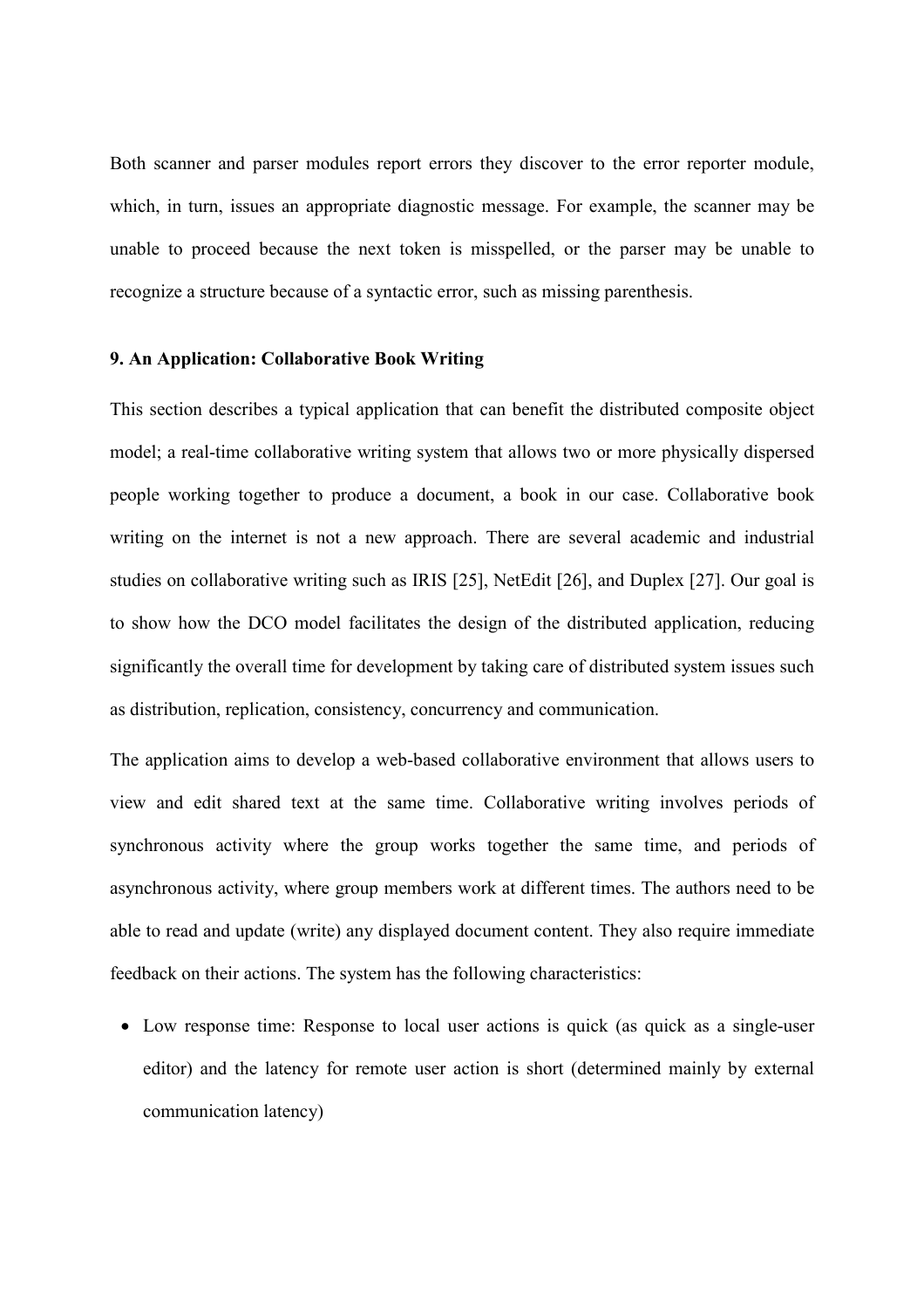Both scanner and parser modules report errors they discover to the error reporter module, which, in turn, issues an appropriate diagnostic message. For example, the scanner may be unable to proceed because the next token is misspelled, or the parser may be unable to recognize a structure because of a syntactic error, such as missing parenthesis.

### 9. An Application: Collaborative Book Writing

This section describes a typical application that can benefit the distributed composite object model; a real-time collaborative writing system that allows two or more physically dispersed people working together to produce a document, a book in our case. Collaborative book writing on the internet is not a new approach. There are several academic and industrial studies on collaborative writing such as IRIS [25], NetEdit [26], and Duplex [27]. Our goal is to show how the DCO model facilitates the design of the distributed application, reducing significantly the overall time for development by taking care of distributed system issues such as distribution, replication, consistency, concurrency and communication.

The application aims to develop a web-based collaborative environment that allows users to view and edit shared text at the same time. Collaborative writing involves periods of synchronous activity where the group works together the same time, and periods of asynchronous activity, where group members work at different times. The authors need to be able to read and update (write) any displayed document content. They also require immediate feedback on their actions. The system has the following characteristics:

- Low response time: Response to local user actions is quick (as quick as a single-user editor) and the latency for remote user action is short (determined mainly by external communication latency)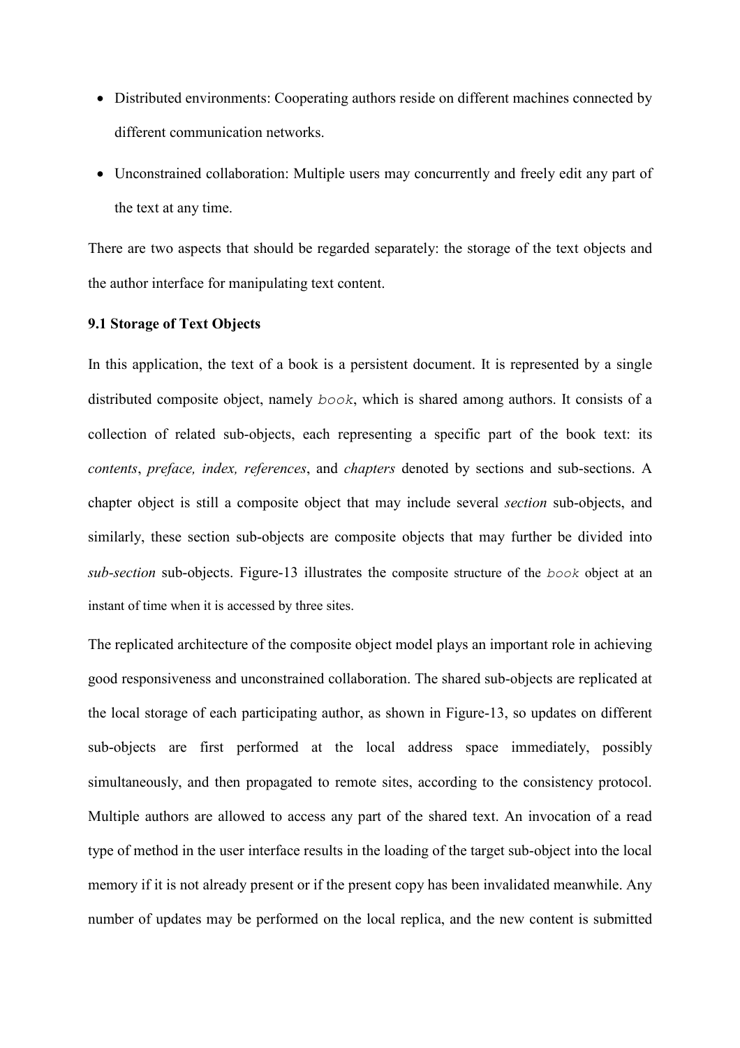- Distributed environments: Cooperating authors reside on different machines connected by different communication networks.
- Unconstrained collaboration: Multiple users may concurrently and freely edit any part of the text at any time.

There are two aspects that should be regarded separately: the storage of the text objects and the author interface for manipulating text content.

**9.1 Storage of Text Objects**

In this application, the text of a book is a persistent document. It is represented by a single distributed composite object, namely `book`, which is shared among authors. It consists of a collection of related sub-objects, each representing a specific part of the book text: its *contents*, *preface, index, references*, and *chapters* denoted by sections and sub-sections. A chapter object is still a composite object that may include several *section* sub-objects, and similarly, these section sub-objects are composite objects that may further be divided into *sub-section* sub-objects. Figure-13 illustrates the composite structure of the `book` object at an instant of time when it is accessed by three sites.

The replicated architecture of the composite object model plays an important role in achieving good responsiveness and unconstrained collaboration. The shared sub-objects are replicated at the local storage of each participating author, as shown in Figure-13, so updates on different sub-objects are first performed at the local address space immediately, possibly simultaneously, and then propagated to remote sites, according to the consistency protocol. Multiple authors are allowed to access any part of the shared text. An invocation of a read type of method in the user interface results in the loading of the target sub-object into the local memory if it is not already present or if the present copy has been invalidated meanwhile. Any number of updates may be performed on the local replica, and the new content is submitted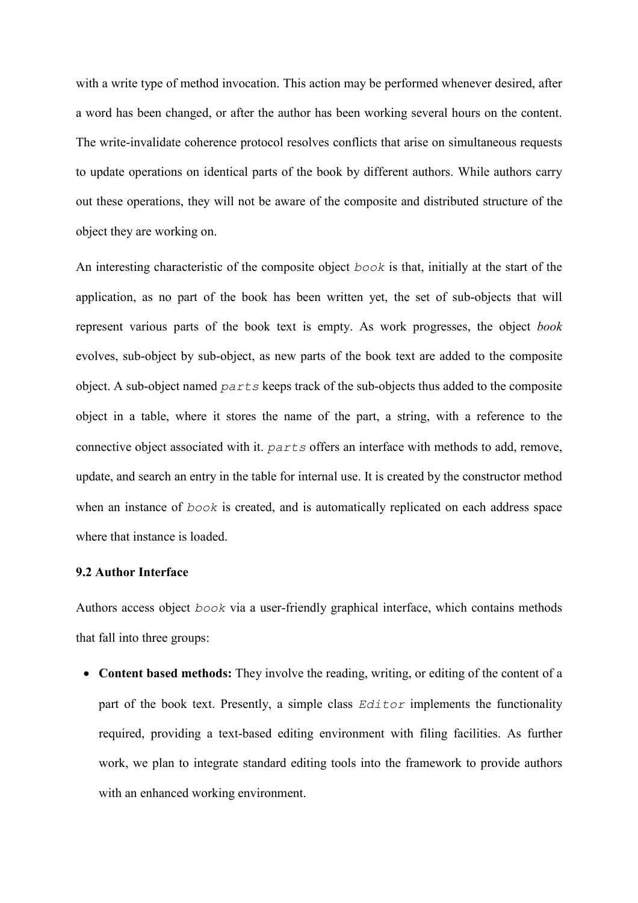with a write type of method invocation. This action may be performed whenever desired, after a word has been changed, or after the author has been working several hours on the content. The write-invalidate coherence protocol resolves conflicts that arise on simultaneous requests to update operations on identical parts of the book by different authors. While authors carry out these operations, they will not be aware of the composite and distributed structure of the object they are working on.

An interesting characteristic of the composite object `book` is that, initially at the start of the application, as no part of the book has been written yet, the set of sub-objects that will represent various parts of the book text is empty. As work progresses, the object *book* evolves, sub-object by sub-object, as new parts of the book text are added to the composite object. A sub-object named *`parts`* keeps track of the sub-objects thus added to the composite object in a table, where it stores the name of the part, a string, with a reference to the connective object associated with it. *`parts`* offers an interface with methods to add, remove, update, and search an entry in the table for internal use. It is created by the constructor method when an instance of `book` is created, and is automatically replicated on each address space where that instance is loaded.

### 9.2 Author Interface

Authors access object `book` via a user-friendly graphical interface, which contains methods that fall into three groups:

- **Content based methods:** They involve the reading, writing, or editing of the content of a part of the book text. Presently, a simple class `Editor` implements the functionality required, providing a text-based editing environment with filing facilities. As further work, we plan to integrate standard editing tools into the framework to provide authors with an enhanced working environment.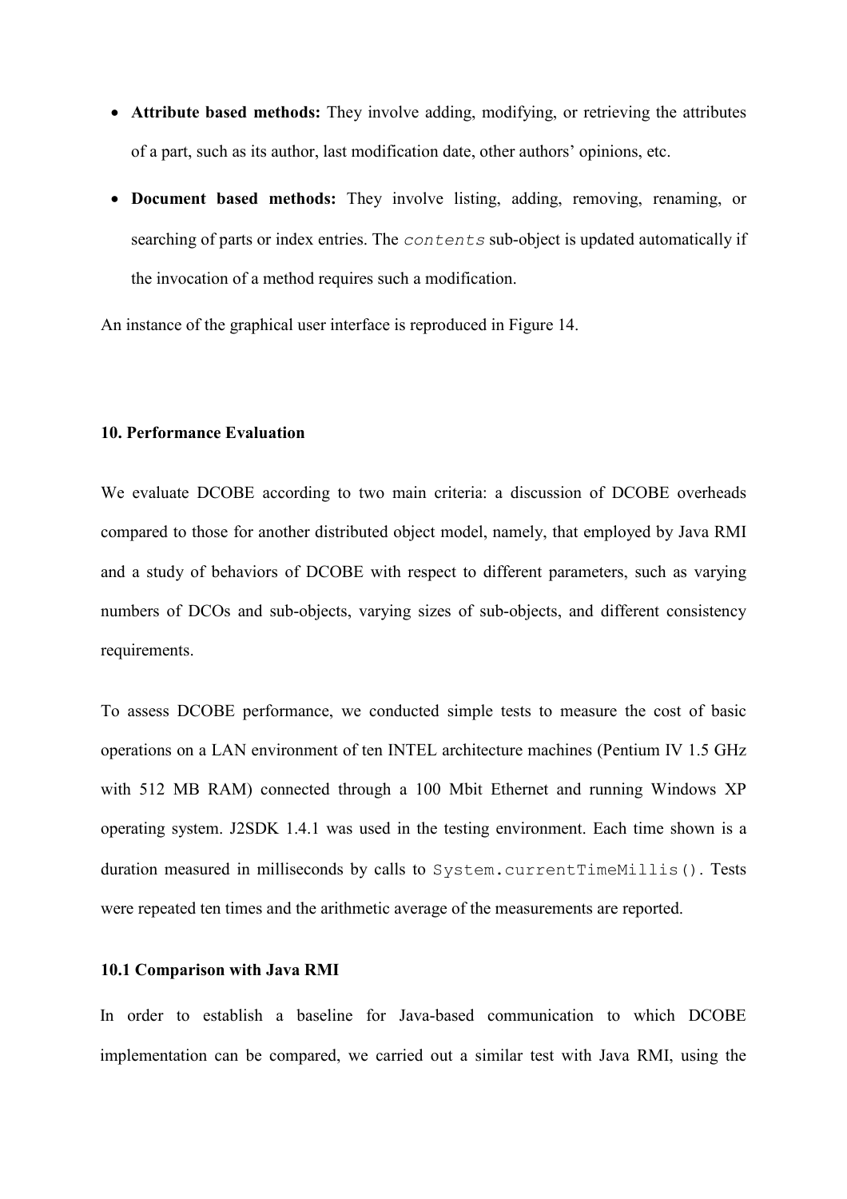- **Attribute based methods:** They involve adding, modifying, or retrieving the attributes of a part, such as its author, last modification date, other authors' opinions, etc.
- **Document based methods:** They involve listing, adding, removing, renaming, or searching of parts or index entries. The `contents` sub-object is updated automatically if the invocation of a method requires such a modification.

An instance of the graphical user interface is reproduced in Figure 14.

## 10. Performance Evaluation

We evaluate DCOBE according to two main criteria: a discussion of DCOBE overheads compared to those for another distributed object model, namely, that employed by Java RMI and a study of behaviors of DCOBE with respect to different parameters, such as varying numbers of DCOs and sub-objects, varying sizes of sub-objects, and different consistency requirements.

To assess DCOBE performance, we conducted simple tests to measure the cost of basic operations on a LAN environment of ten INTEL architecture machines (Pentium IV 1.5 GHz with 512 MB RAM) connected through a 100 Mbit Ethernet and running Windows XP operating system. J2SDK 1.4.1 was used in the testing environment. Each time shown is a duration measured in milliseconds by calls to `System.currentTimeMillis()`. Tests were repeated ten times and the arithmetic average of the measurements are reported.

### 10.1 Comparison with Java RMI

In order to establish a baseline for Java-based communication to which DCOBE implementation can be compared, we carried out a similar test with Java RMI, using the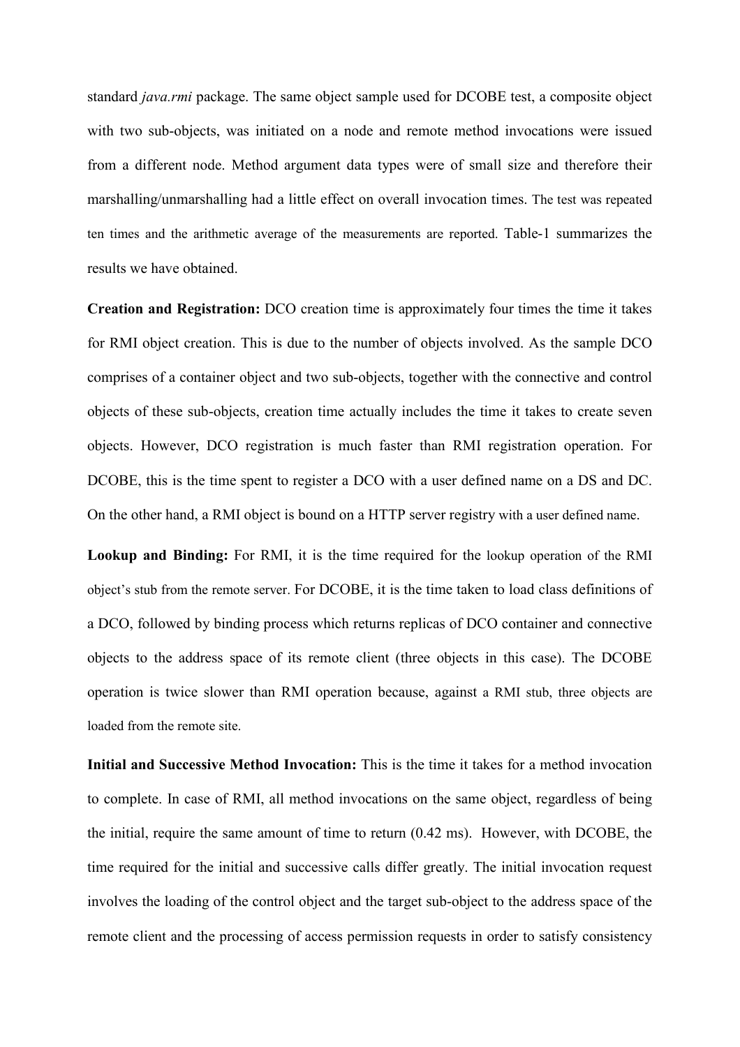standard *java.rmi* package. The same object sample used for DCOBE test, a composite object with two sub-objects, was initiated on a node and remote method invocations were issued from a different node. Method argument data types were of small size and therefore their marshalling/unmarshalling had a little effect on overall invocation times. The test was repeated ten times and the arithmetic average of the measurements are reported. Table-1 summarizes the results we have obtained.

**Creation and Registration:** DCO creation time is approximately four times the time it takes for RMI object creation. This is due to the number of objects involved. As the sample DCO comprises of a container object and two sub-objects, together with the connective and control objects of these sub-objects, creation time actually includes the time it takes to create seven objects. However, DCO registration is much faster than RMI registration operation. For DCOBE, this is the time spent to register a DCO with a user defined name on a DS and DC. On the other hand, a RMI object is bound on a HTTP server registry with a user defined name.

**Lookup and Binding:** For RMI, it is the time required for the lookup operation of the RMI object's stub from the remote server. For DCOBE, it is the time taken to load class definitions of a DCO, followed by binding process which returns replicas of DCO container and connective objects to the address space of its remote client (three objects in this case). The DCOBE operation is twice slower than RMI operation because, against a RMI stub, three objects are loaded from the remote site.

**Initial and Successive Method Invocation:** This is the time it takes for a method invocation to complete. In case of RMI, all method invocations on the same object, regardless of being the initial, require the same amount of time to return (0.42 ms). However, with DCOBE, the time required for the initial and successive calls differ greatly. The initial invocation request involves the loading of the control object and the target sub-object to the address space of the remote client and the processing of access permission requests in order to satisfy consistency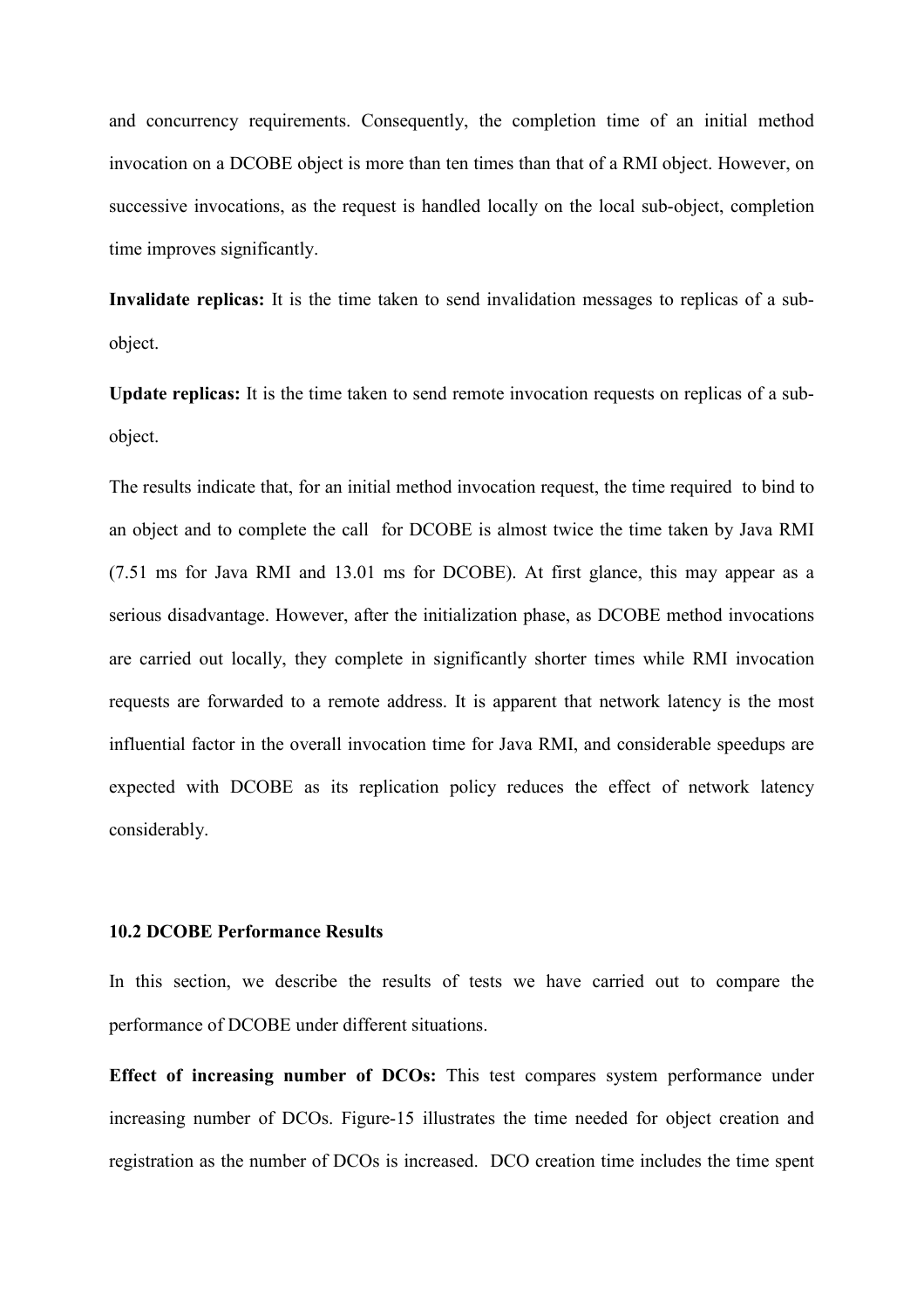and concurrency requirements. Consequently, the completion time of an initial method invocation on a DCOBE object is more than ten times than that of a RMI object. However, on successive invocations, as the request is handled locally on the local sub-object, completion time improves significantly.

**Invalidate replicas:** It is the time taken to send invalidation messages to replicas of a sub-object.

**Update replicas:** It is the time taken to send remote invocation requests on replicas of a sub-object.

The results indicate that, for an initial method invocation request, the time required to bind to an object and to complete the call for DCOBE is almost twice the time taken by Java RMI (7.51 ms for Java RMI and 13.01 ms for DCOBE). At first glance, this may appear as a serious disadvantage. However, after the initialization phase, as DCOBE method invocations are carried out locally, they complete in significantly shorter times while RMI invocation requests are forwarded to a remote address. It is apparent that network latency is the most influential factor in the overall invocation time for Java RMI, and considerable speedups are expected with DCOBE as its replication policy reduces the effect of network latency considerably.

### 10.2 DCOBE Performance Results

In this section, we describe the results of tests we have carried out to compare the performance of DCOBE under different situations.

**Effect of increasing number of DCOs:** This test compares system performance under increasing number of DCOs. Figure-15 illustrates the time needed for object creation and registration as the number of DCOs is increased. DCO creation time includes the time spent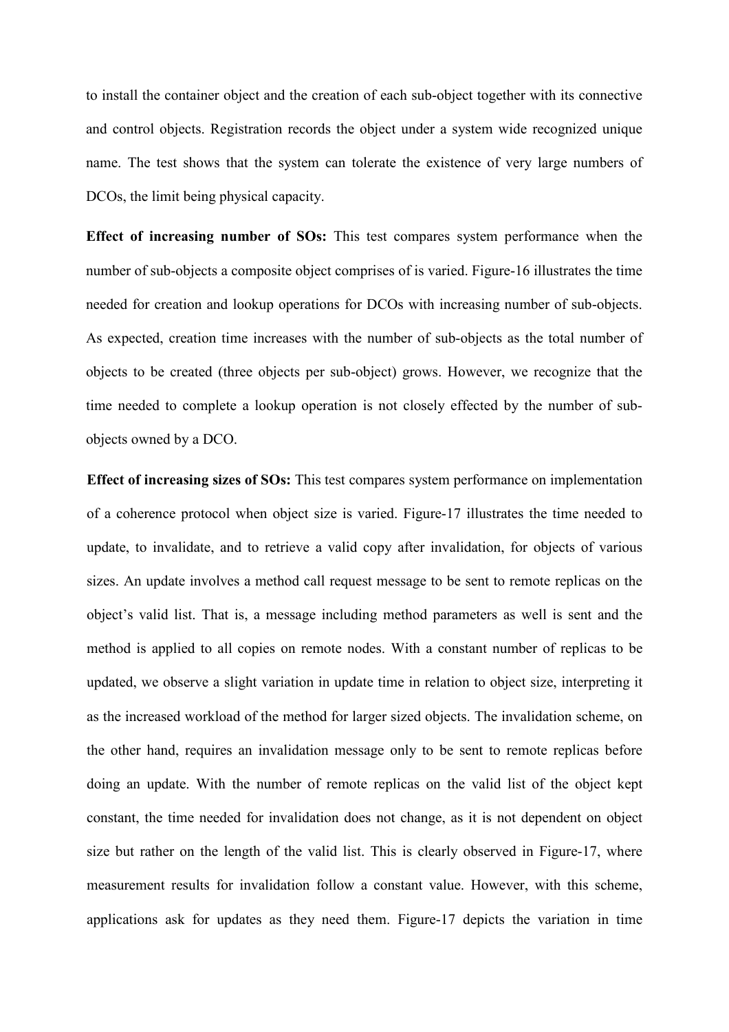to install the container object and the creation of each sub-object together with its connective and control objects. Registration records the object under a system wide recognized unique name. The test shows that the system can tolerate the existence of very large numbers of DCOs, the limit being physical capacity.

**Effect of increasing number of SOs:** This test compares system performance when the number of sub-objects a composite object comprises of is varied. Figure-16 illustrates the time needed for creation and lookup operations for DCOs with increasing number of sub-objects. As expected, creation time increases with the number of sub-objects as the total number of objects to be created (three objects per sub-object) grows. However, we recognize that the time needed to complete a lookup operation is not closely effected by the number of sub-objects owned by a DCO.

**Effect of increasing sizes of SOs:** This test compares system performance on implementation of a coherence protocol when object size is varied. Figure-17 illustrates the time needed to update, to invalidate, and to retrieve a valid copy after invalidation, for objects of various sizes. An update involves a method call request message to be sent to remote replicas on the object's valid list. That is, a message including method parameters as well is sent and the method is applied to all copies on remote nodes. With a constant number of replicas to be updated, we observe a slight variation in update time in relation to object size, interpreting it as the increased workload of the method for larger sized objects. The invalidation scheme, on the other hand, requires an invalidation message only to be sent to remote replicas before doing an update. With the number of remote replicas on the valid list of the object kept constant, the time needed for invalidation does not change, as it is not dependent on object size but rather on the length of the valid list. This is clearly observed in Figure-17, where measurement results for invalidation follow a constant value. However, with this scheme, applications ask for updates as they need them. Figure-17 depicts the variation in time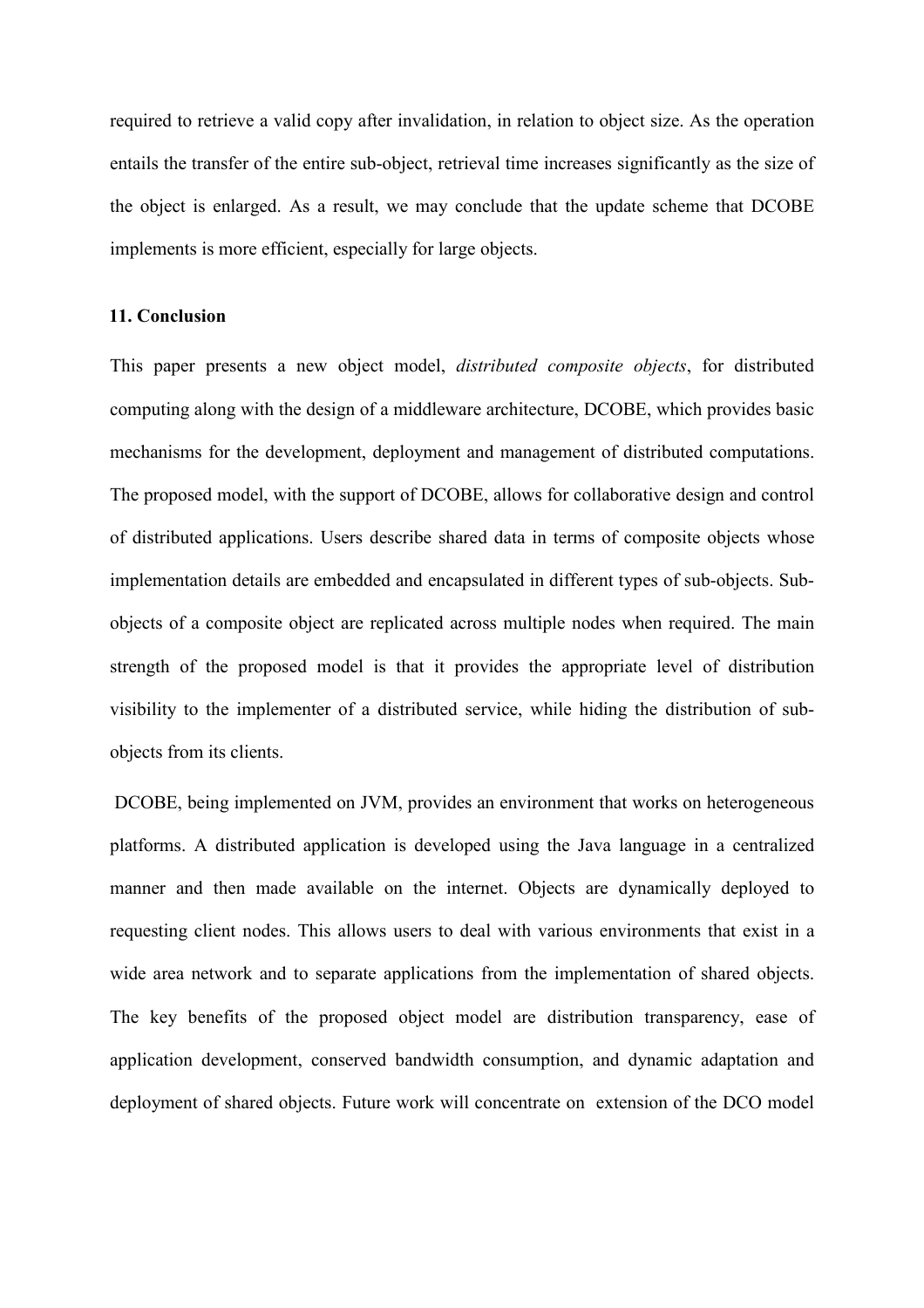required to retrieve a valid copy after invalidation, in relation to object size. As the operation entails the transfer of the entire sub-object, retrieval time increases significantly as the size of the object is enlarged. As a result, we may conclude that the update scheme that DCOBE implements is more efficient, especially for large objects.

### 11. Conclusion

This paper presents a new object model, *distributed composite objects*, for distributed computing along with the design of a middleware architecture, DCOBE, which provides basic mechanisms for the development, deployment and management of distributed computations. The proposed model, with the support of DCOBE, allows for collaborative design and control of distributed applications. Users describe shared data in terms of composite objects whose implementation details are embedded and encapsulated in different types of sub-objects. Sub-objects of a composite object are replicated across multiple nodes when required. The main strength of the proposed model is that it provides the appropriate level of distribution visibility to the implementer of a distributed service, while hiding the distribution of sub-objects from its clients.

DCOBE, being implemented on JVM, provides an environment that works on heterogeneous platforms. A distributed application is developed using the Java language in a centralized manner and then made available on the internet. Objects are dynamically deployed to requesting client nodes. This allows users to deal with various environments that exist in a wide area network and to separate applications from the implementation of shared objects. The key benefits of the proposed object model are distribution transparency, ease of application development, conserved bandwidth consumption, and dynamic adaptation and deployment of shared objects. Future work will concentrate on extension of the DCO model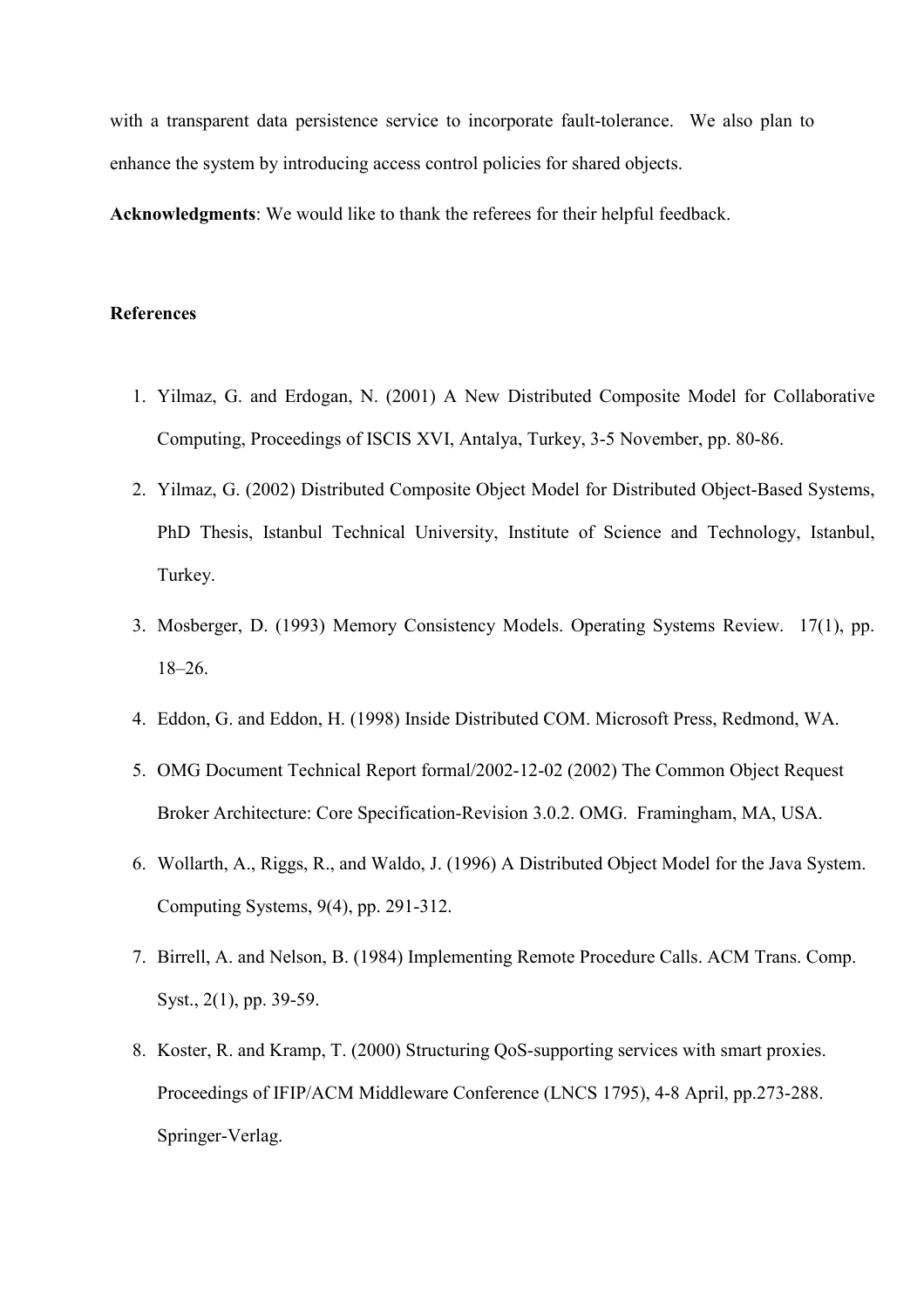with a transparent data persistence service to incorporate fault-tolerance. We also plan to enhance the system by introducing access control policies for shared objects.

**Acknowledgments**: We would like to thank the referees for their helpful feedback.

**References**

1. Yilmaz, G. and Erdogan, N. (2001) A New Distributed Composite Model for Collaborative Computing, Proceedings of ISCIS XVI, Antalya, Turkey, 3-5 November, pp. 80-86.
2. Yilmaz, G. (2002) Distributed Composite Object Model for Distributed Object-Based Systems, PhD Thesis, Istanbul Technical University, Institute of Science and Technology, Istanbul, Turkey.
3. Mosberger, D. (1993) Memory Consistency Models. Operating Systems Review. 17(1), pp. 18–26.
4. Eddon, G. and Eddon, H. (1998) Inside Distributed COM. Microsoft Press, Redmond, WA.
5. OMG Document Technical Report formal/2002-12-02 (2002) The Common Object Request Broker Architecture: Core Specification-Revision 3.0.2. OMG. Framingham, MA, USA.
6. Wollarth, A., Riggs, R., and Waldo, J. (1996) A Distributed Object Model for the Java System. Computing Systems, 9(4), pp. 291-312.
7. Birrell, A. and Nelson, B. (1984) Implementing Remote Procedure Calls. ACM Trans. Comp. Syst., 2(1), pp. 39-59.
8. Koster, R. and Kramp, T. (2000) Structuring QoS-supporting services with smart proxies. Proceedings of IFIP/ACM Middleware Conference (LNCS 1795), 4-8 April, pp.273-288. Springer-Verlag.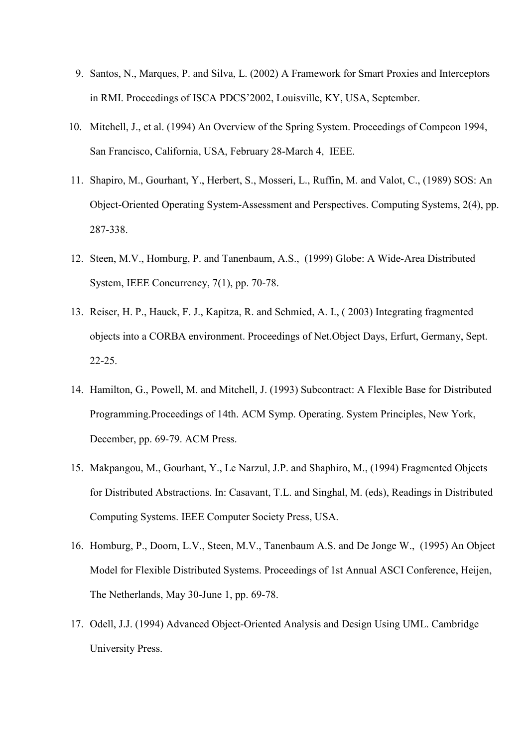9. Santos, N., Marques, P. and Silva, L. (2002) A Framework for Smart Proxies and Interceptors in RMI. Proceedings of ISCA PDCS'2002, Louisville, KY, USA, September.
10. Mitchell, J., et al. (1994) An Overview of the Spring System. Proceedings of Compcon 1994, San Francisco, California, USA, February 28-March 4, IEEE.
11. Shapiro, M., Gourhant, Y., Herbert, S., Mosseri, L., Ruffin, M. and Valot, C., (1989) SOS: An Object-Oriented Operating System-Assessment and Perspectives. Computing Systems, 2(4), pp. 287-338.
12. Steen, M.V., Homburg, P. and Tanenbaum, A.S., (1999) Globe: A Wide-Area Distributed System, IEEE Concurrency, 7(1), pp. 70-78.
13. Reiser, H. P., Hauck, F. J., Kapitza, R. and Schmied, A. I., ( 2003) Integrating fragmented objects into a CORBA environment. Proceedings of Net.Object Days, Erfurt, Germany, Sept. 22-25.
14. Hamilton, G., Powell, M. and Mitchell, J. (1993) Subcontract: A Flexible Base for Distributed Programming.Proceedings of 14th. ACM Symp. Operating. System Principles, New York, December, pp. 69-79. ACM Press.
15. Makpangou, M., Gourhant, Y., Le Narzul, J.P. and Shaphiro, M., (1994) Fragmented Objects for Distributed Abstractions. In: Casavant, T.L. and Singhal, M. (eds), Readings in Distributed Computing Systems. IEEE Computer Society Press, USA.
16. Homburg, P., Doorn, L.V., Steen, M.V., Tanenbaum A.S. and De Jonge W., (1995) An Object Model for Flexible Distributed Systems. Proceedings of 1st Annual ASCI Conference, Heijen, The Netherlands, May 30-June 1, pp. 69-78.
17. Odell, J.J. (1994) Advanced Object-Oriented Analysis and Design Using UML. Cambridge University Press.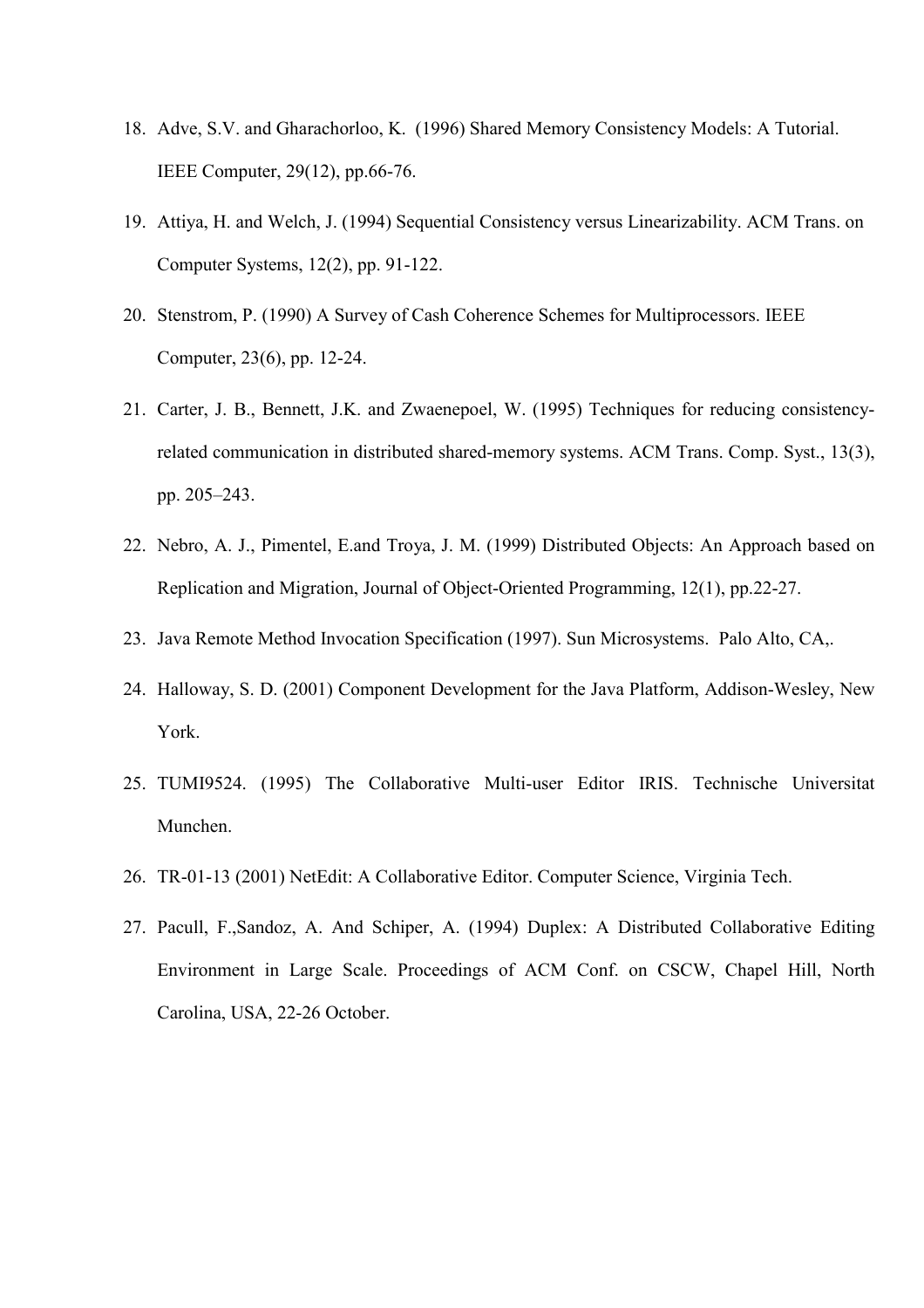18. Adve, S.V. and Gharachorloo, K. (1996) Shared Memory Consistency Models: A Tutorial. IEEE Computer, 29(12), pp.66-76.

19. Attiya, H. and Welch, J. (1994) Sequential Consistency versus Linearizability. ACM Trans. on Computer Systems, 12(2), pp. 91-122.

20. Stenstrom, P. (1990) A Survey of Cash Coherence Schemes for Multiprocessors. IEEE Computer, 23(6), pp. 12-24.

21. Carter, J. B., Bennett, J.K. and Zwaenepoel, W. (1995) Techniques for reducing consistency-related communication in distributed shared-memory systems. ACM Trans. Comp. Syst., 13(3), pp. 205–243.

22. Nebro, A. J., Pimentel, E.and Troya, J. M. (1999) Distributed Objects: An Approach based on Replication and Migration, Journal of Object-Oriented Programming, 12(1), pp.22-27.

23. Java Remote Method Invocation Specification (1997). Sun Microsystems. Palo Alto, CA,.

24. Halloway, S. D. (2001) Component Development for the Java Platform, Addison-Wesley, New York.

25. TUMI9524. (1995) The Collaborative Multi-user Editor IRIS. Technische Universitat Munchen.

26. TR-01-13 (2001) NetEdit: A Collaborative Editor. Computer Science, Virginia Tech.

27. Pacull, F.,Sandoz, A. And Schiper, A. (1994) Duplex: A Distributed Collaborative Editing Environment in Large Scale. Proceedings of ACM Conf. on CSCW, Chapel Hill, North Carolina, USA, 22-26 October.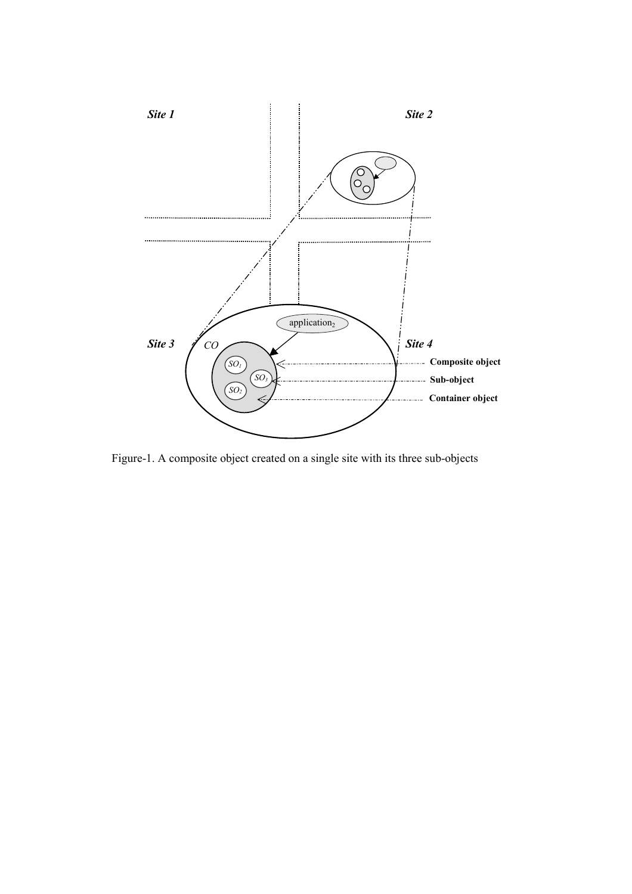Figure-1. A composite object created on a single site with its three sub-objects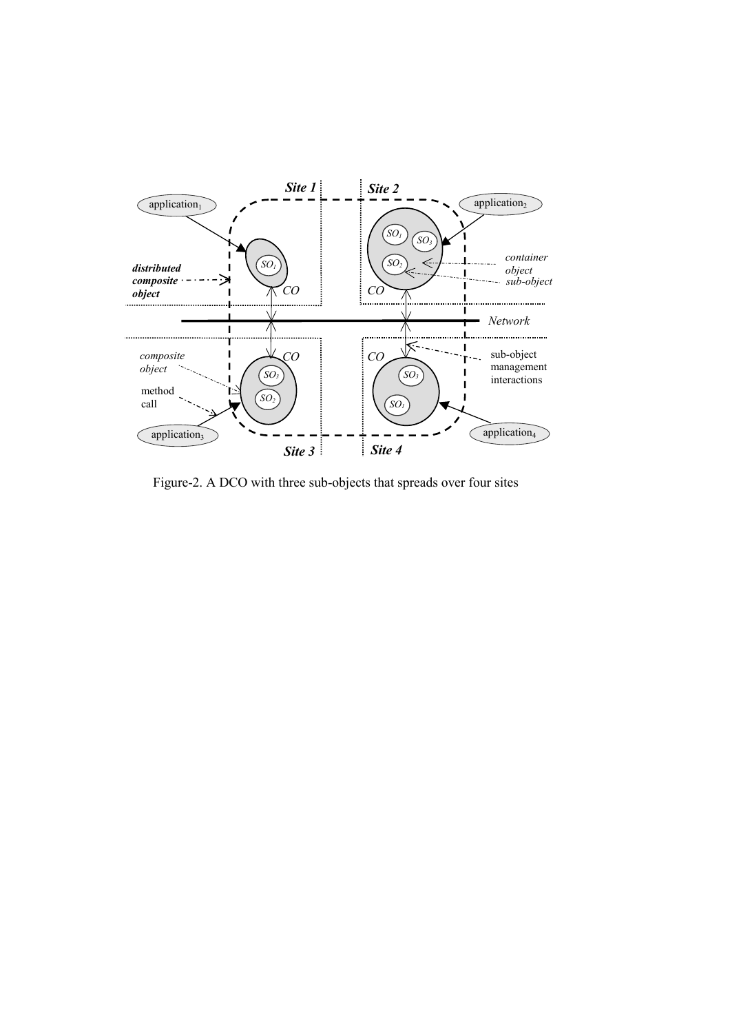Figure-2. A DCO with three sub-objects that spreads over four sites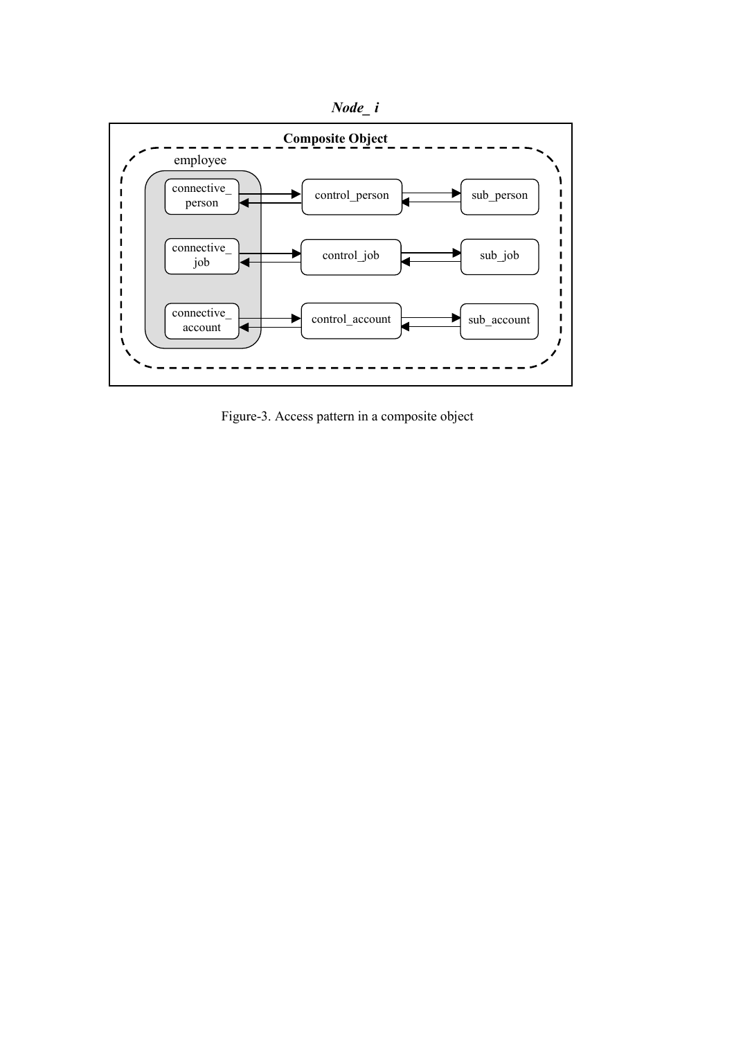*Node_ i*

**Composite Object**

employee

connective_person → control_person → sub_person

connective_job → control_job → sub_job

connective_account → control_account → sub_account

Figure-3. Access pattern in a composite object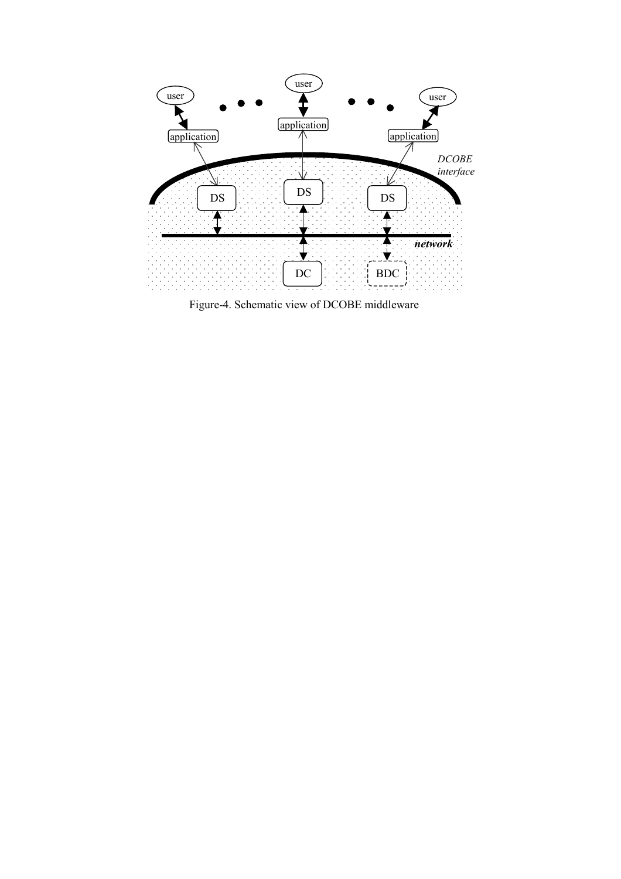Figure-4. Schematic view of DCOBE middleware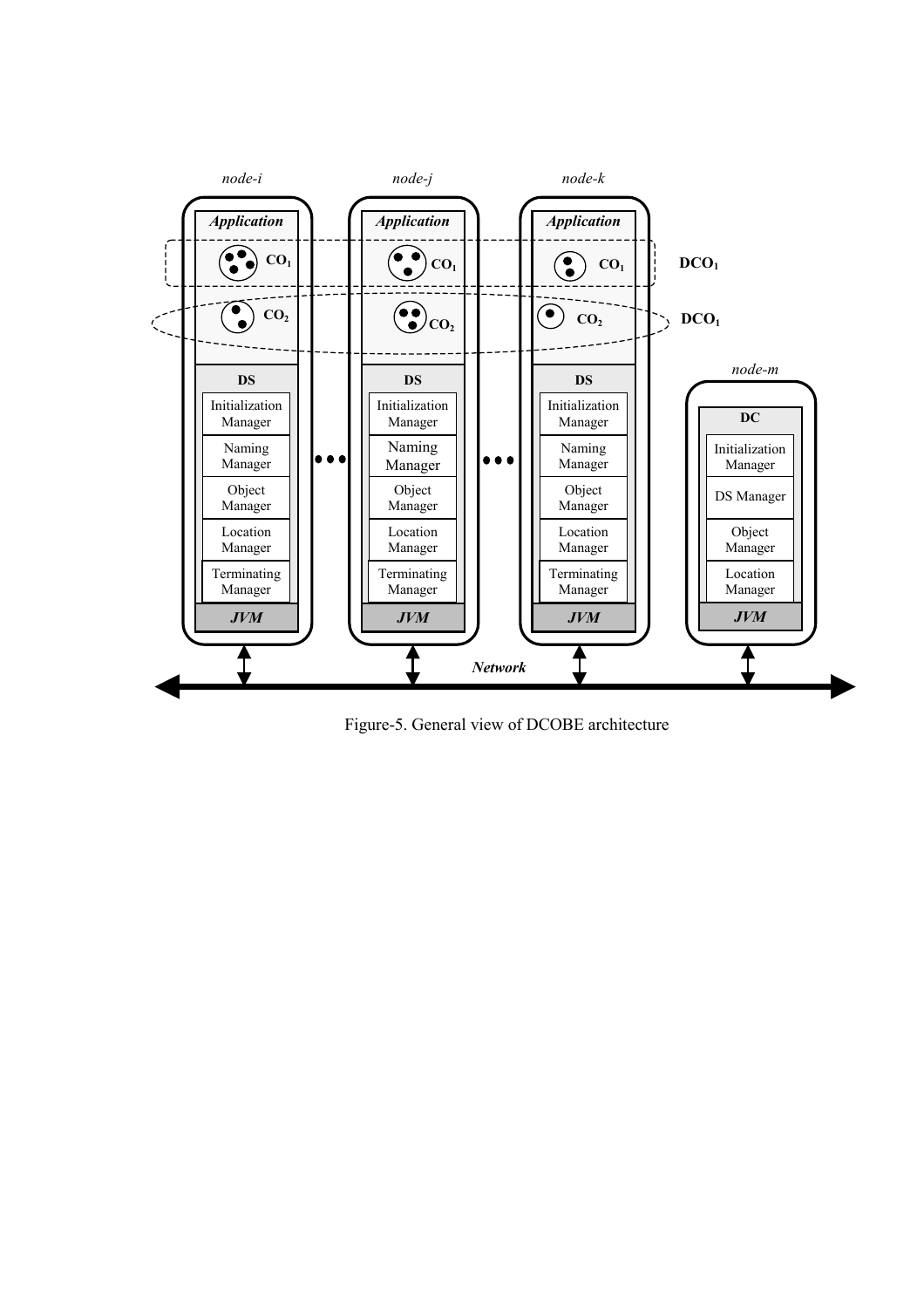Figure-5. General view of DCOBE architecture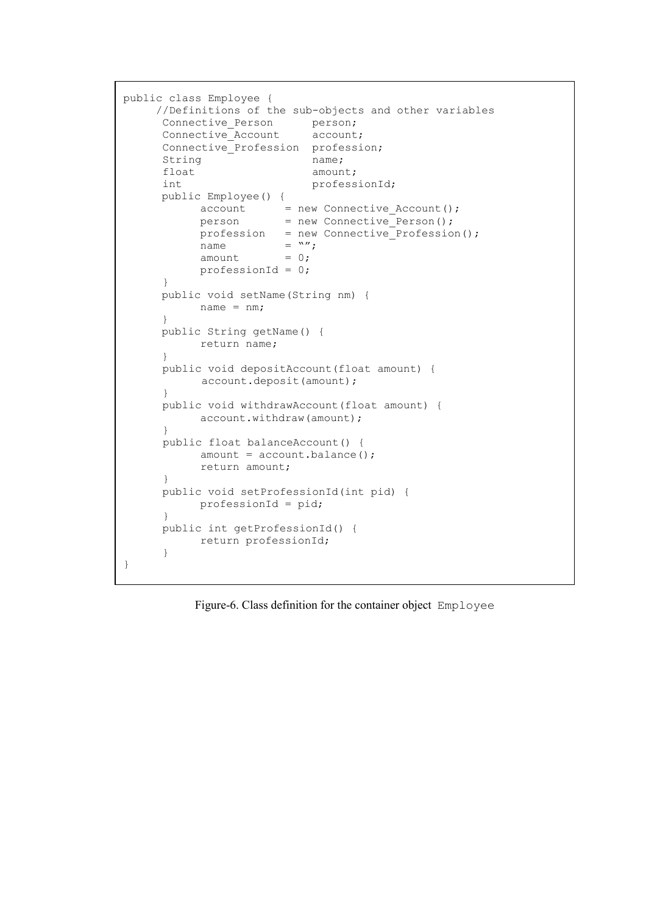```
public class Employee {
     //Definitions of the sub-objects and other variables
      Connective_Person      person;
      Connective_Account     account;
      Connective_Profession  profession;
      String                 name;
      float                  amount;
      int                    professionId;
      public Employee() {
            account      = new Connective_Account();
            person       = new Connective_Person();
            profession   = new Connective_Profession();
            name         = "";
            amount       = 0;
            professionId = 0;
      }
      public void setName(String nm) {
            name = nm;
      }
      public String getName() {
            return name;
      }
      public void depositAccount(float amount) {
            account.deposit(amount);
      }
      public void withdrawAccount(float amount) {
            account.withdraw(amount);
      }
      public float balanceAccount() {
            amount = account.balance();
            return amount;
      }
      public void setProfessionId(int pid) {
            professionId = pid;
      }
      public int getProfessionId() {
            return professionId;
      }
}
```

Figure-6. Class definition for the container object `Employee`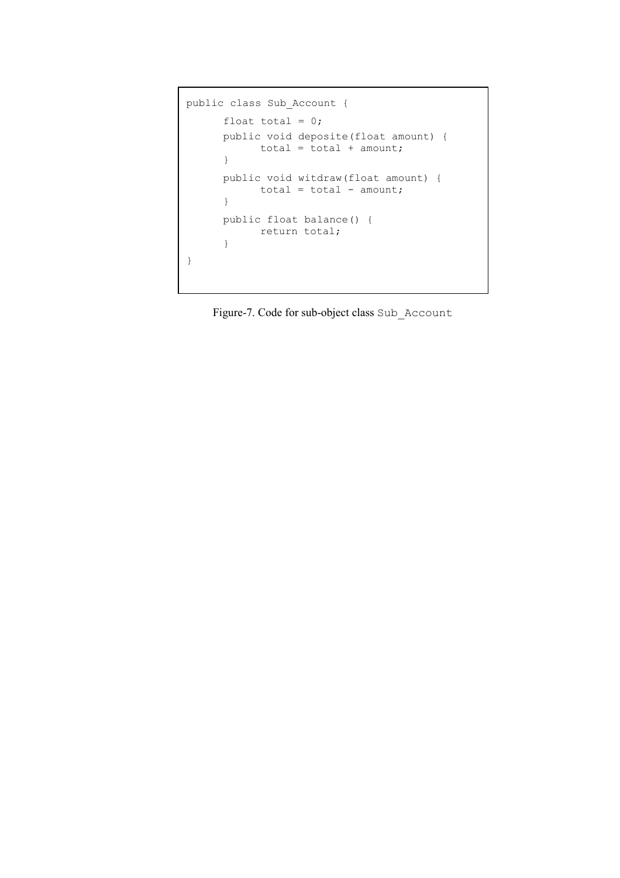```java
public class Sub_Account {
      float total = 0;
      public void deposite(float amount) {
            total = total + amount;
      }
      public void witdraw(float amount) {
            total = total - amount;
      }
      public float balance() {
            return total;
      }
}
```

Figure-7. Code for sub-object class `Sub_Account`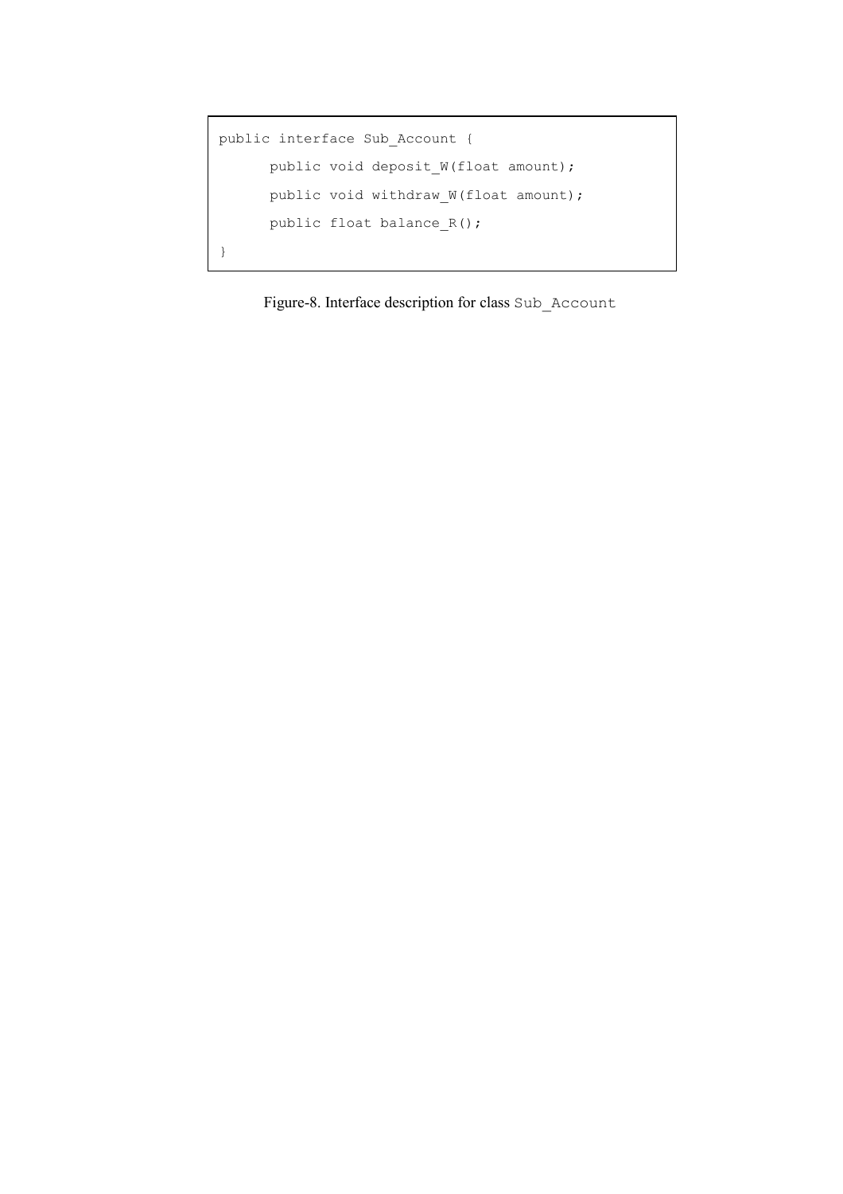```
public interface Sub_Account {
      public void deposit_W(float amount);
      public void withdraw_W(float amount);
      public float balance_R();
}
```

Figure-8. Interface description for class `Sub_Account`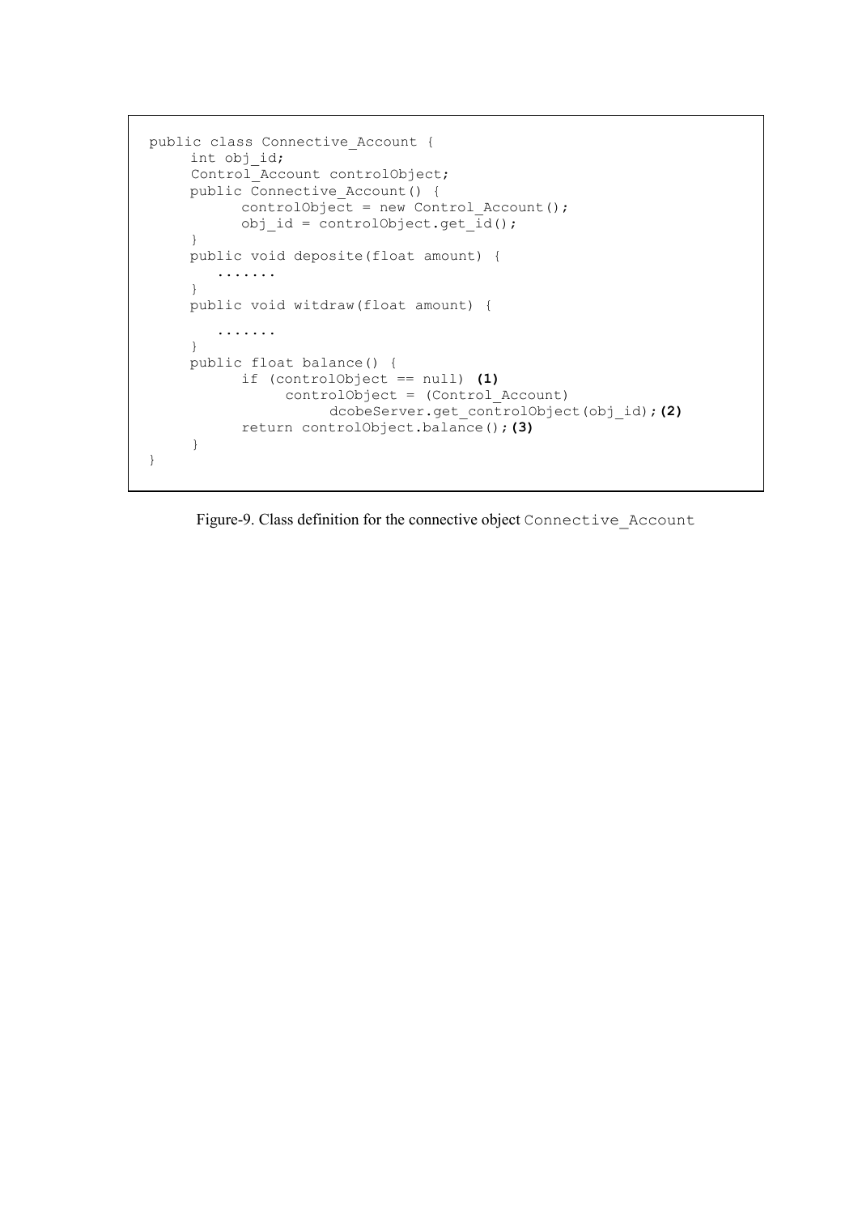```
public class Connective_Account {
     int obj_id;
     Control_Account controlObject;
     public Connective_Account() {
           controlObject = new Control_Account();
           obj_id = controlObject.get_id();
     }
     public void deposite(float amount) {
        .......
     }
     public void witdraw(float amount) {
        .......
     }
     public float balance() {
           if (controlObject == null) (1)
                controlObject = (Control_Account)
                     dcobeServer.get_controlObject(obj_id);(2)
           return controlObject.balance();(3)
     }
}
```

Figure-9. Class definition for the connective object `Connective_Account`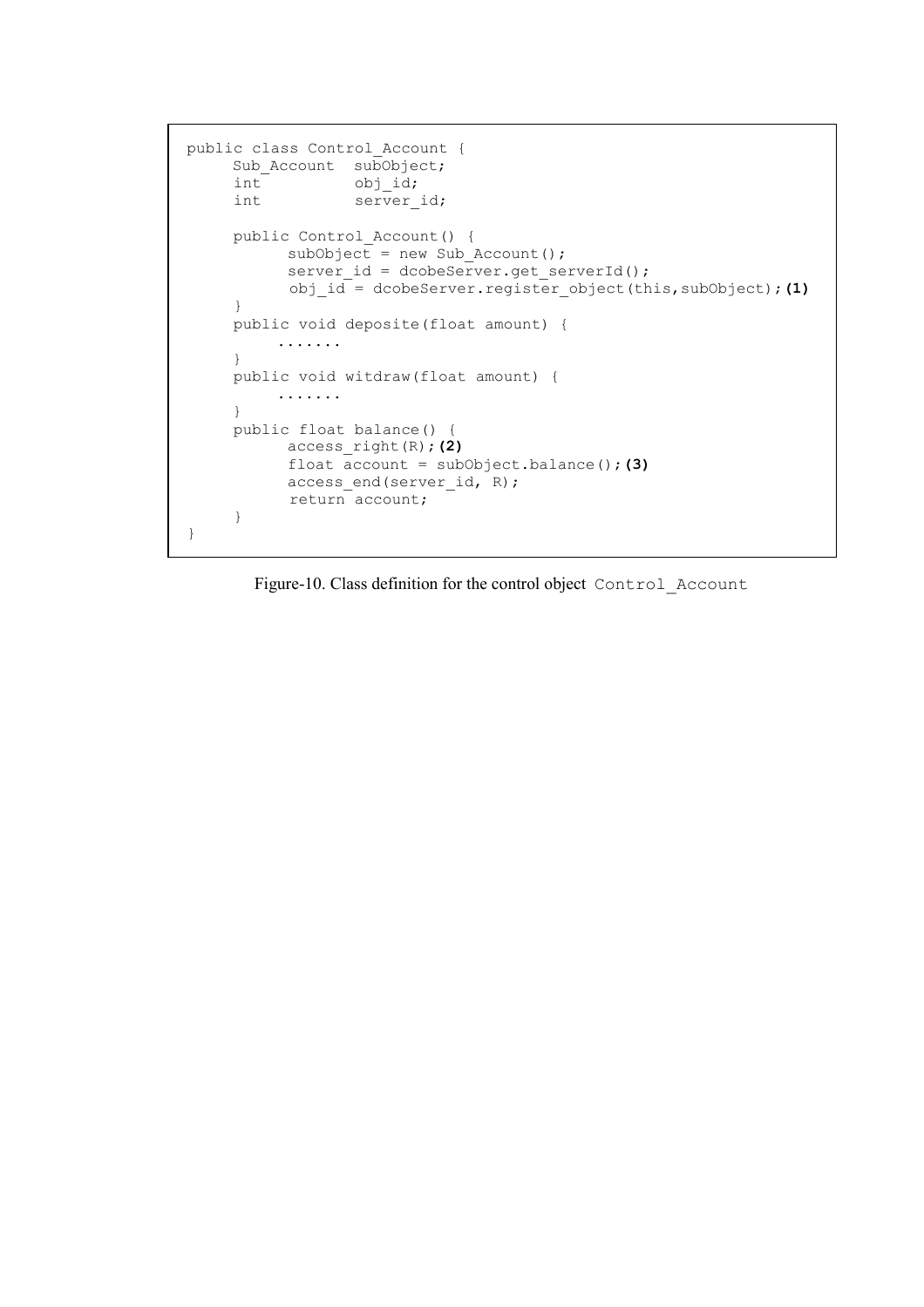```
public class Control_Account {
     Sub_Account  subObject;
     int          obj_id;
     int          server_id;

     public Control_Account() {
           subObject = new Sub_Account();
           server_id = dcobeServer.get_serverId();
           obj_id = dcobeServer.register_object(this,subObject);(1)
     }
     public void deposite(float amount) {
          .......
     }
     public void witdraw(float amount) {
          .......
     }
     public float balance() {
           access_right(R);(2)
           float account = subObject.balance();(3)
           access_end(server_id, R);
           return account;
     }
}
```

Figure-10. Class definition for the control object `Control_Account`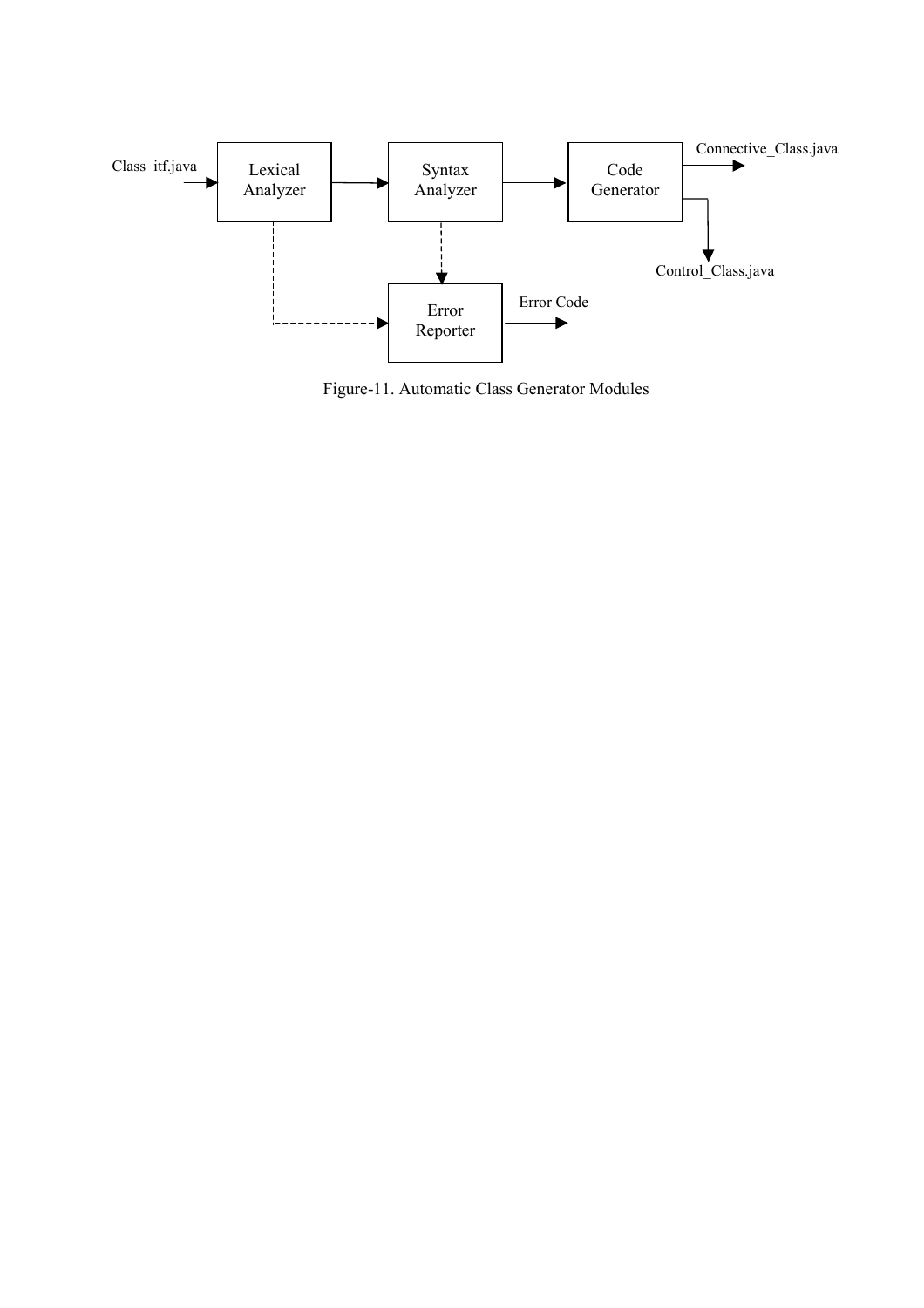Class_itf.java → Lexical Analyzer → Syntax Analyzer → Code Generator → Connective_Class.java, Control_Class.java

Lexical Analyzer, Syntax Analyzer → Error Reporter → Error Code

Figure-11. Automatic Class Generator Modules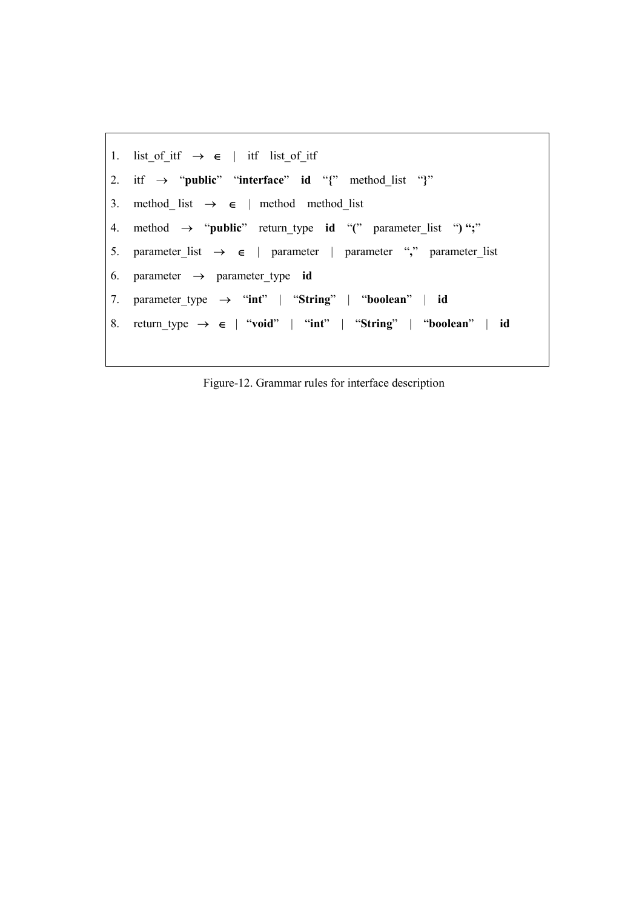1. list_of_itf → ∈ | itf list_of_itf
2. itf → "**public**" "**interface**" **id** "**{**" method_list "**}**"
3. method_ list → ∈ | method method_list
4. method → "**public**" return_type **id** "**(**" parameter_list "**)** "**;**"
5. parameter_list → ∈ | parameter | parameter "**,**" parameter_list
6. parameter → parameter_type **id**
7. parameter_type → "**int**" | "**String**" | "**boolean**" | **id**
8. return_type → ∈ | "**void**" | "**int**" | "**String**" | "**boolean**" | **id**

Figure-12. Grammar rules for interface description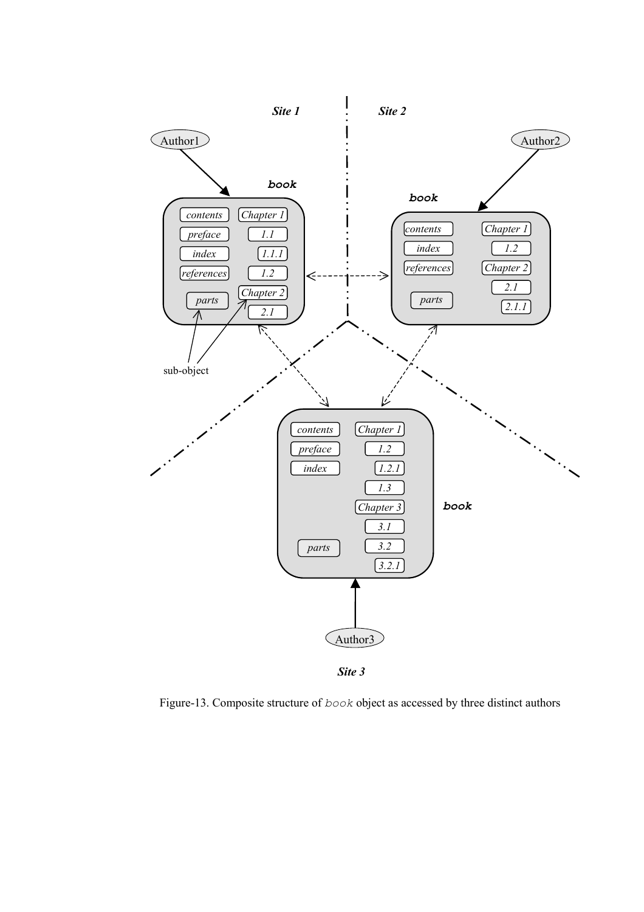Figure-13. Composite structure of `book` object as accessed by three distinct authors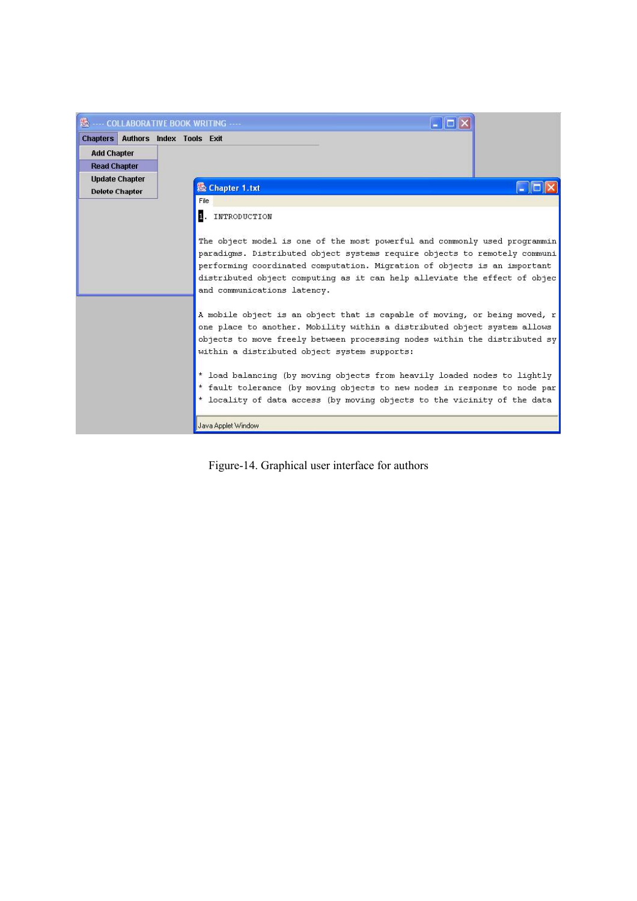Figure-14. Graphical user interface for authors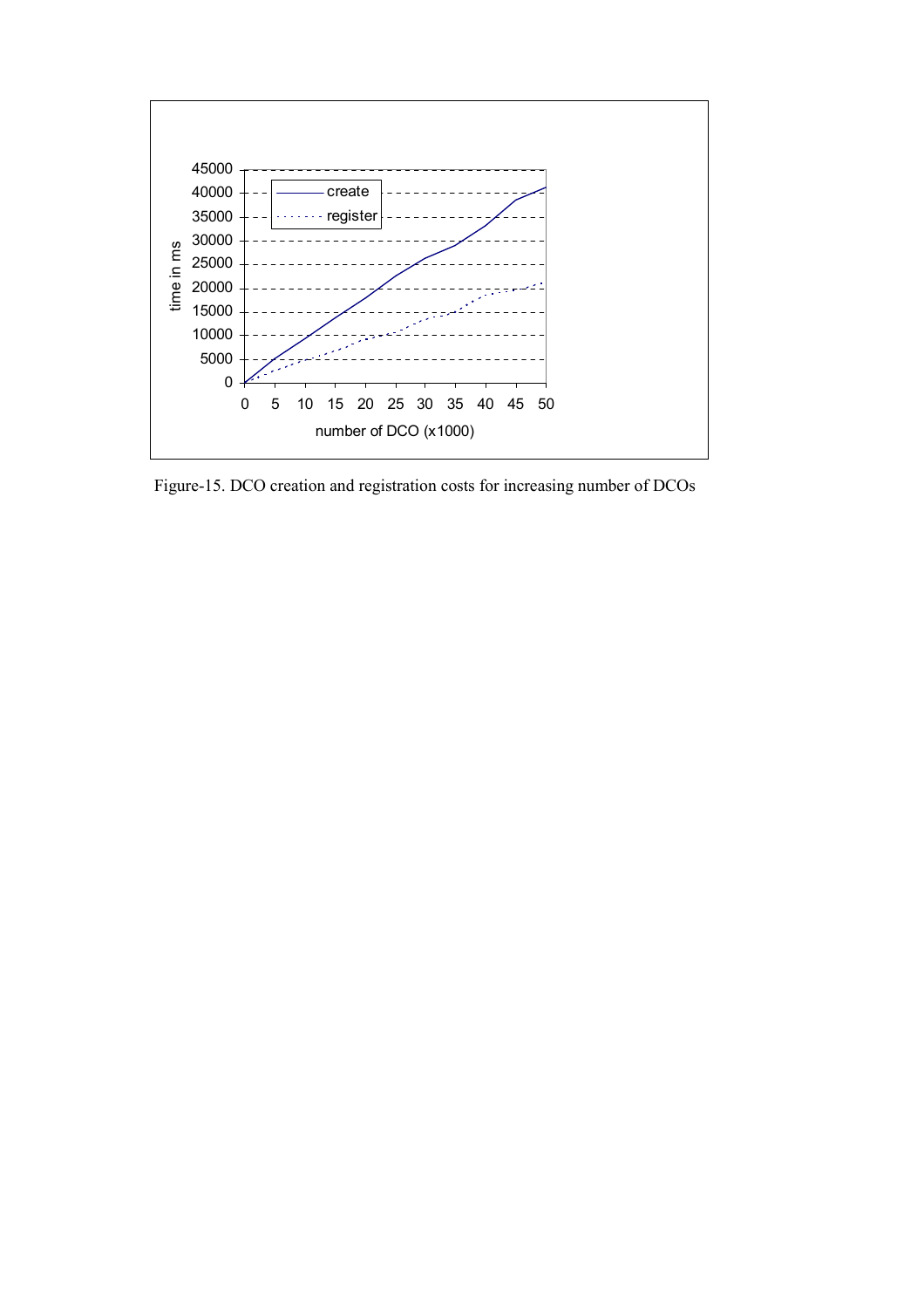Figure-15. DCO creation and registration costs for increasing number of DCOs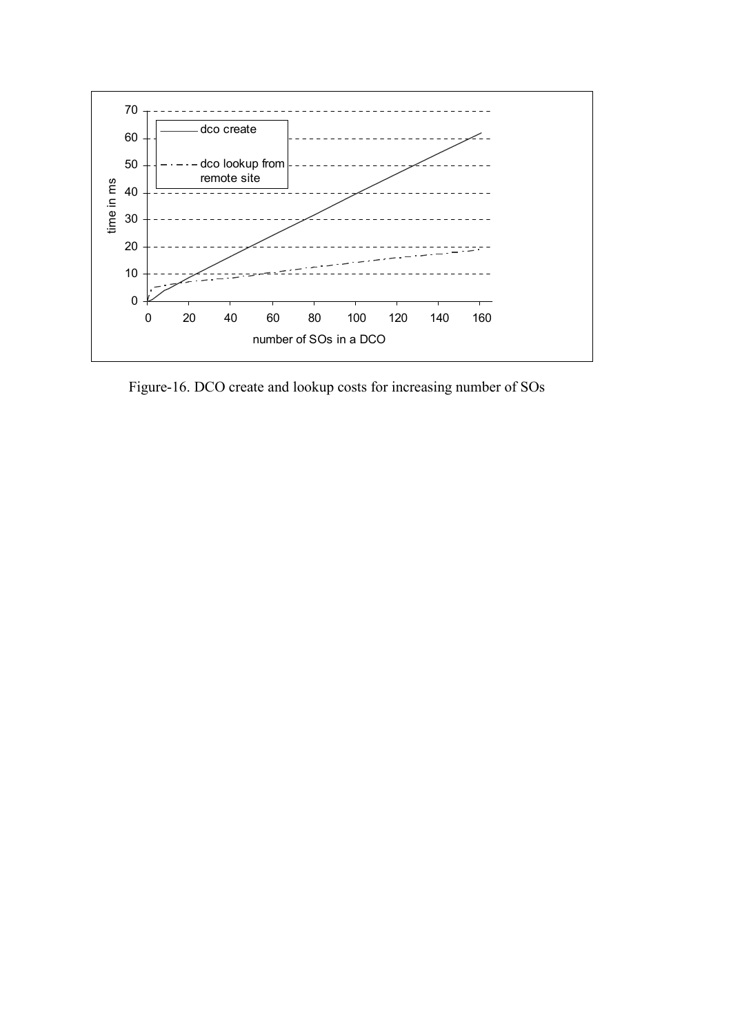Figure-16. DCO create and lookup costs for increasing number of SOs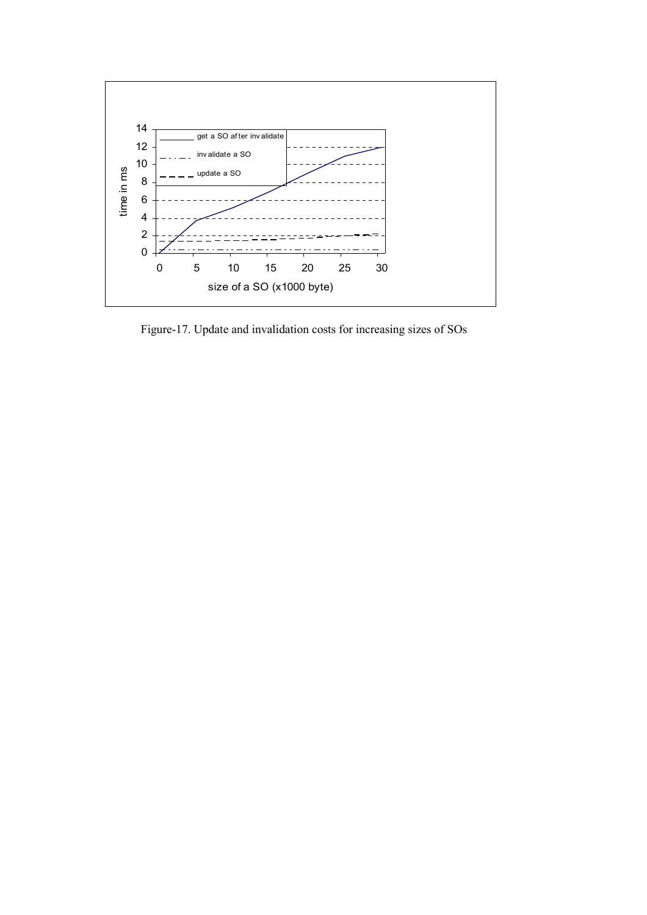Figure-17. Update and invalidation costs for increasing sizes of SOs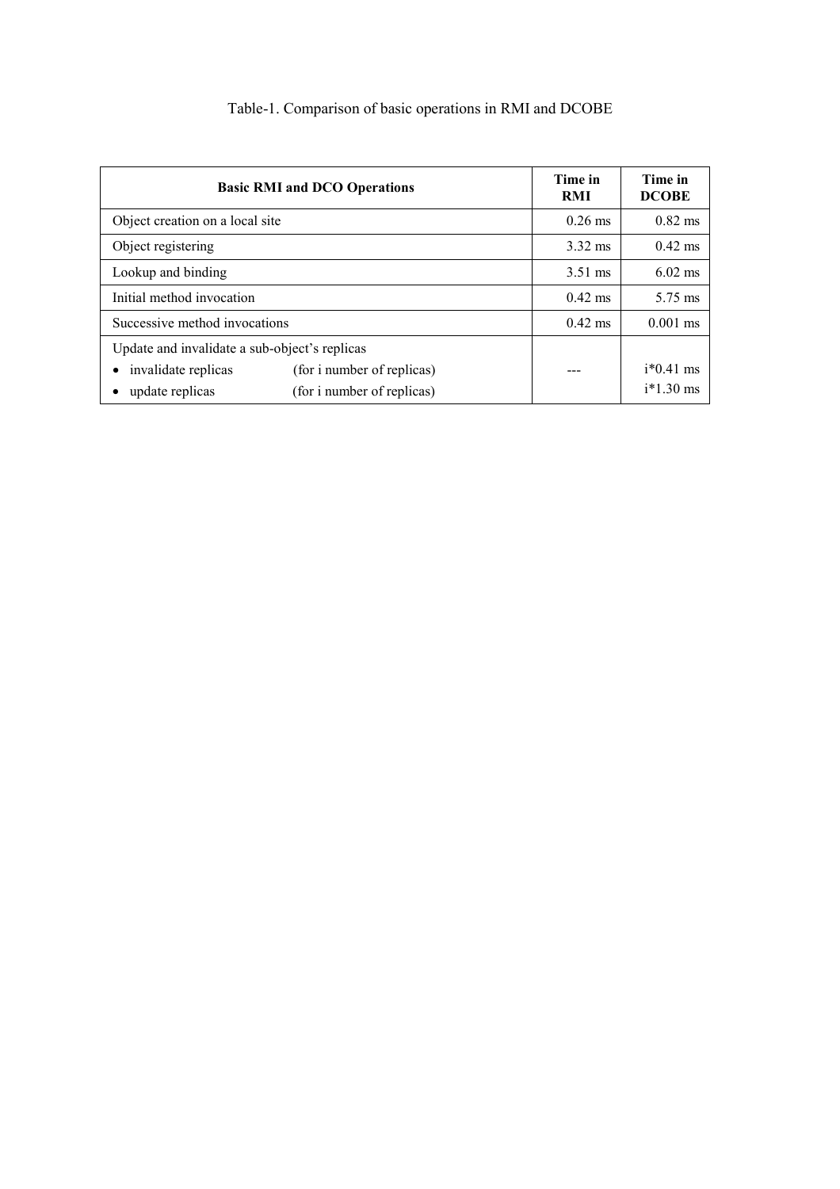Table-1. Comparison of basic operations in RMI and DCOBE

| Basic RMI and DCO Operations | Time in RMI | Time in DCOBE |
| --- | --- | --- |
| Object creation on a local site | 0.26 ms | 0.82 ms |
| Object registering | 3.32 ms | 0.42 ms |
| Lookup and binding | 3.51 ms | 6.02 ms |
| Initial method invocation | 0.42 ms | 5.75 ms |
| Successive method invocations | 0.42 ms | 0.001 ms |
| Update and invalidate a sub-object's replicas<br>• invalidate replicas (for i number of replicas)<br>• update replicas (for i number of replicas) | --- | i*0.41 ms<br>i*1.30 ms |